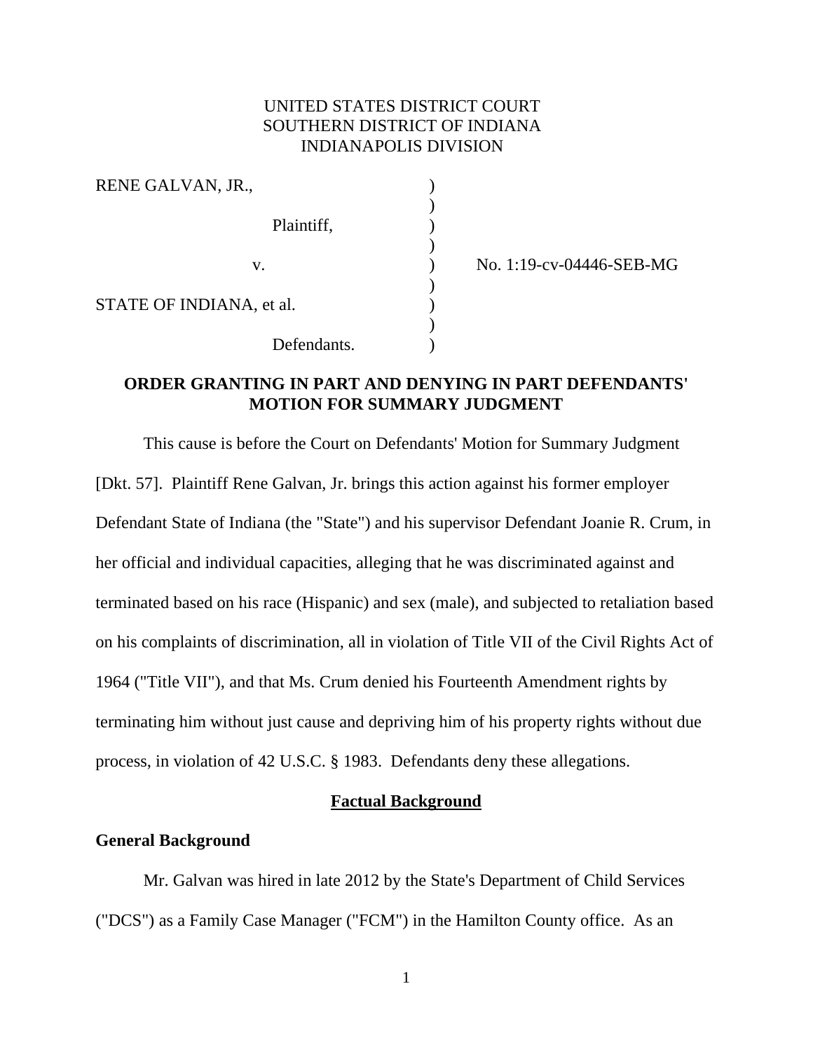UNITED STATES DISTRICT COURT
SOUTHERN DISTRICT OF INDIANA
INDIANAPOLIS DIVISION

| | | |
|---|---|---|
| RENE GALVAN, JR., | ) | |
| | ) | |
| Plaintiff, | ) | |
| | ) | |
| v. | ) | No. 1:19-cv-04446-SEB-MG |
| | ) | |
| STATE OF INDIANA, et al. | ) | |
| | ) | |
| Defendants. | ) | |

## ORDER GRANTING IN PART AND DENYING IN PART DEFENDANTS' MOTION FOR SUMMARY JUDGMENT

This cause is before the Court on Defendants' Motion for Summary Judgment [Dkt. 57]. Plaintiff Rene Galvan, Jr. brings this action against his former employer Defendant State of Indiana (the "State") and his supervisor Defendant Joanie R. Crum, in her official and individual capacities, alleging that he was discriminated against and terminated based on his race (Hispanic) and sex (male), and subjected to retaliation based on his complaints of discrimination, all in violation of Title VII of the Civil Rights Act of 1964 ("Title VII"), and that Ms. Crum denied his Fourteenth Amendment rights by terminating him without just cause and depriving him of his property rights without due process, in violation of 42 U.S.C. § 1983. Defendants deny these allegations.

## Factual Background

### General Background

Mr. Galvan was hired in late 2012 by the State's Department of Child Services ("DCS") as a Family Case Manager ("FCM") in the Hamilton County office. As an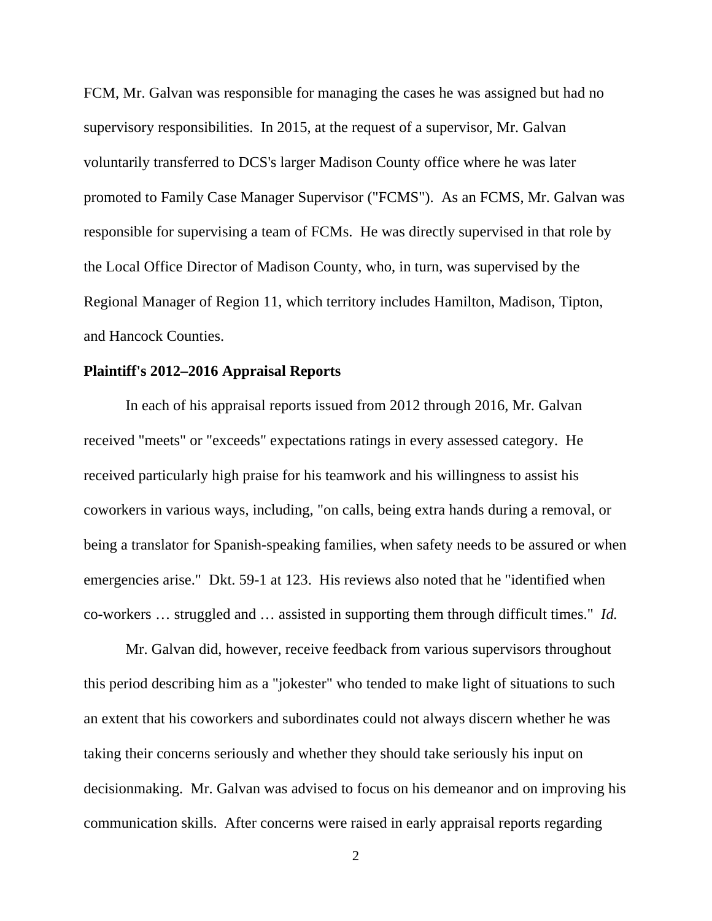FCM, Mr. Galvan was responsible for managing the cases he was assigned but had no supervisory responsibilities. In 2015, at the request of a supervisor, Mr. Galvan voluntarily transferred to DCS's larger Madison County office where he was later promoted to Family Case Manager Supervisor ("FCMS"). As an FCMS, Mr. Galvan was responsible for supervising a team of FCMs. He was directly supervised in that role by the Local Office Director of Madison County, who, in turn, was supervised by the Regional Manager of Region 11, which territory includes Hamilton, Madison, Tipton, and Hancock Counties.

**Plaintiff's 2012–2016 Appraisal Reports**

In each of his appraisal reports issued from 2012 through 2016, Mr. Galvan received "meets" or "exceeds" expectations ratings in every assessed category. He received particularly high praise for his teamwork and his willingness to assist his coworkers in various ways, including, "on calls, being extra hands during a removal, or being a translator for Spanish-speaking families, when safety needs to be assured or when emergencies arise." Dkt. 59-1 at 123. His reviews also noted that he "identified when co-workers … struggled and … assisted in supporting them through difficult times." *Id.*

Mr. Galvan did, however, receive feedback from various supervisors throughout this period describing him as a "jokester" who tended to make light of situations to such an extent that his coworkers and subordinates could not always discern whether he was taking their concerns seriously and whether they should take seriously his input on decisionmaking. Mr. Galvan was advised to focus on his demeanor and on improving his communication skills. After concerns were raised in early appraisal reports regarding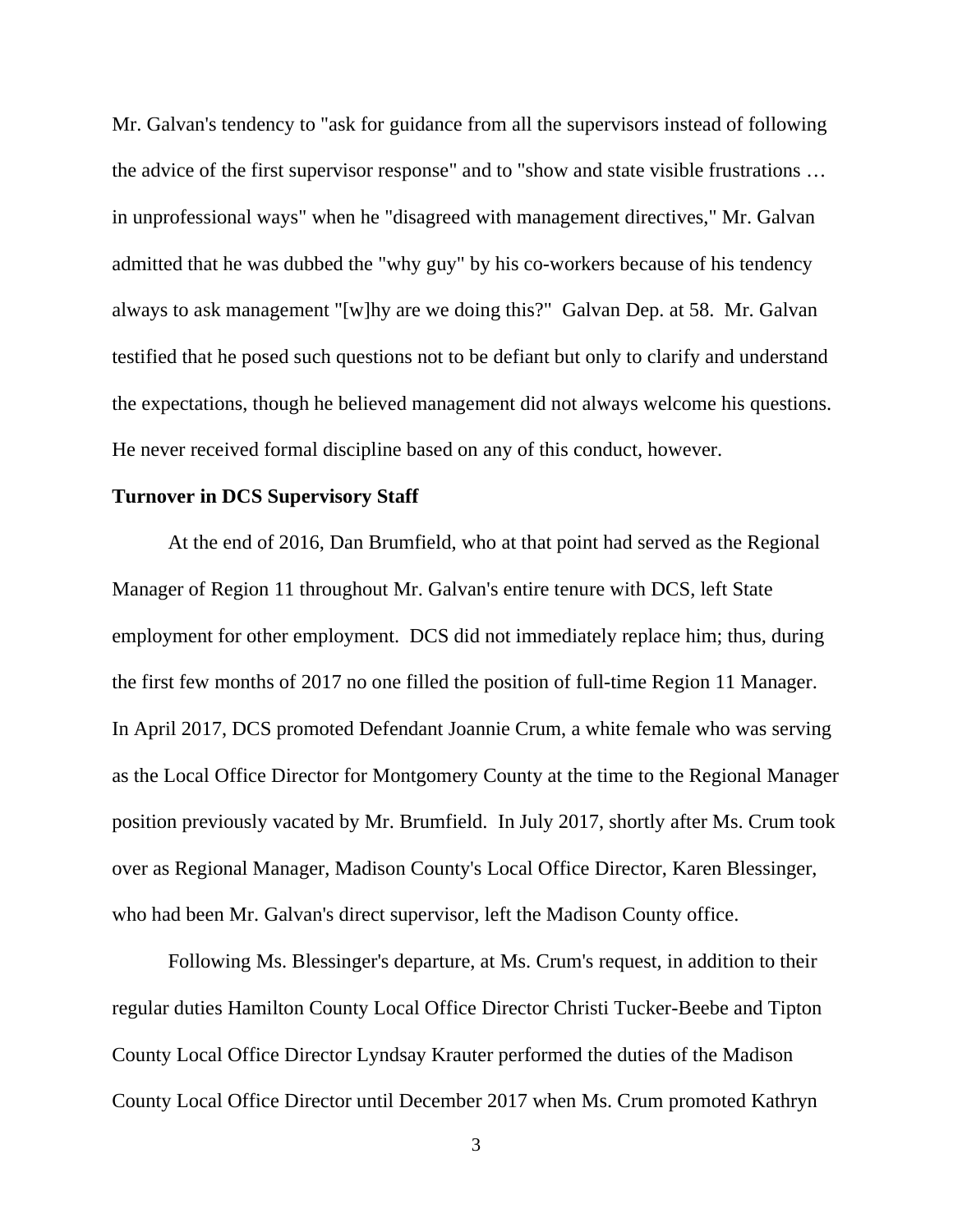Mr. Galvan's tendency to "ask for guidance from all the supervisors instead of following the advice of the first supervisor response" and to "show and state visible frustrations … in unprofessional ways" when he "disagreed with management directives," Mr. Galvan admitted that he was dubbed the "why guy" by his co-workers because of his tendency always to ask management "[w]hy are we doing this?" Galvan Dep. at 58. Mr. Galvan testified that he posed such questions not to be defiant but only to clarify and understand the expectations, though he believed management did not always welcome his questions. He never received formal discipline based on any of this conduct, however.

**Turnover in DCS Supervisory Staff**

At the end of 2016, Dan Brumfield, who at that point had served as the Regional Manager of Region 11 throughout Mr. Galvan's entire tenure with DCS, left State employment for other employment. DCS did not immediately replace him; thus, during the first few months of 2017 no one filled the position of full-time Region 11 Manager. In April 2017, DCS promoted Defendant Joannie Crum, a white female who was serving as the Local Office Director for Montgomery County at the time to the Regional Manager position previously vacated by Mr. Brumfield. In July 2017, shortly after Ms. Crum took over as Regional Manager, Madison County's Local Office Director, Karen Blessinger, who had been Mr. Galvan's direct supervisor, left the Madison County office.

Following Ms. Blessinger's departure, at Ms. Crum's request, in addition to their regular duties Hamilton County Local Office Director Christi Tucker-Beebe and Tipton County Local Office Director Lyndsay Krauter performed the duties of the Madison County Local Office Director until December 2017 when Ms. Crum promoted Kathryn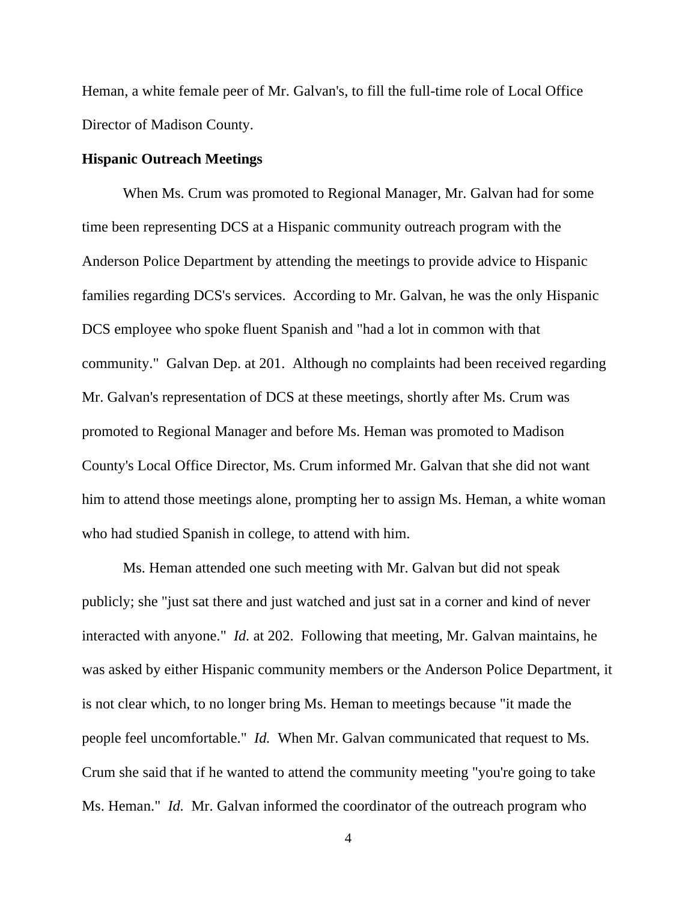Heman, a white female peer of Mr. Galvan's, to fill the full-time role of Local Office Director of Madison County.

**Hispanic Outreach Meetings**

When Ms. Crum was promoted to Regional Manager, Mr. Galvan had for some time been representing DCS at a Hispanic community outreach program with the Anderson Police Department by attending the meetings to provide advice to Hispanic families regarding DCS's services. According to Mr. Galvan, he was the only Hispanic DCS employee who spoke fluent Spanish and "had a lot in common with that community." Galvan Dep. at 201. Although no complaints had been received regarding Mr. Galvan's representation of DCS at these meetings, shortly after Ms. Crum was promoted to Regional Manager and before Ms. Heman was promoted to Madison County's Local Office Director, Ms. Crum informed Mr. Galvan that she did not want him to attend those meetings alone, prompting her to assign Ms. Heman, a white woman who had studied Spanish in college, to attend with him.

Ms. Heman attended one such meeting with Mr. Galvan but did not speak publicly; she "just sat there and just watched and just sat in a corner and kind of never interacted with anyone." *Id.* at 202. Following that meeting, Mr. Galvan maintains, he was asked by either Hispanic community members or the Anderson Police Department, it is not clear which, to no longer bring Ms. Heman to meetings because "it made the people feel uncomfortable." *Id.* When Mr. Galvan communicated that request to Ms. Crum she said that if he wanted to attend the community meeting "you're going to take Ms. Heman." *Id.* Mr. Galvan informed the coordinator of the outreach program who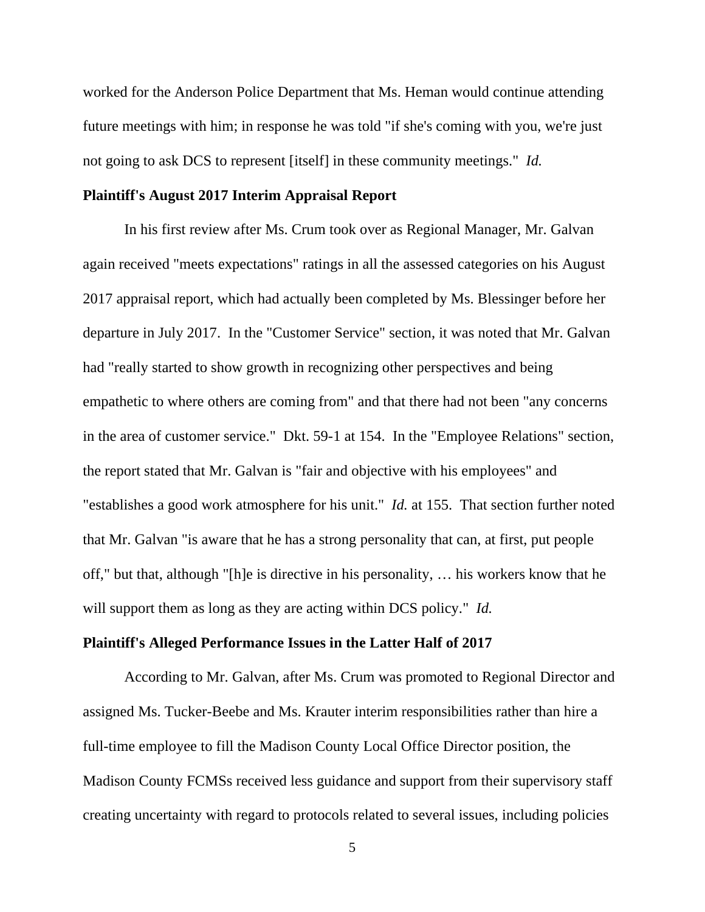worked for the Anderson Police Department that Ms. Heman would continue attending future meetings with him; in response he was told "if she's coming with you, we're just not going to ask DCS to represent [itself] in these community meetings." *Id.*

**Plaintiff's August 2017 Interim Appraisal Report**

In his first review after Ms. Crum took over as Regional Manager, Mr. Galvan again received "meets expectations" ratings in all the assessed categories on his August 2017 appraisal report, which had actually been completed by Ms. Blessinger before her departure in July 2017. In the "Customer Service" section, it was noted that Mr. Galvan had "really started to show growth in recognizing other perspectives and being empathetic to where others are coming from" and that there had not been "any concerns in the area of customer service." Dkt. 59-1 at 154. In the "Employee Relations" section, the report stated that Mr. Galvan is "fair and objective with his employees" and "establishes a good work atmosphere for his unit." *Id.* at 155. That section further noted that Mr. Galvan "is aware that he has a strong personality that can, at first, put people off," but that, although "[h]e is directive in his personality, … his workers know that he will support them as long as they are acting within DCS policy." *Id.*

**Plaintiff's Alleged Performance Issues in the Latter Half of 2017**

According to Mr. Galvan, after Ms. Crum was promoted to Regional Director and assigned Ms. Tucker-Beebe and Ms. Krauter interim responsibilities rather than hire a full-time employee to fill the Madison County Local Office Director position, the Madison County FCMSs received less guidance and support from their supervisory staff creating uncertainty with regard to protocols related to several issues, including policies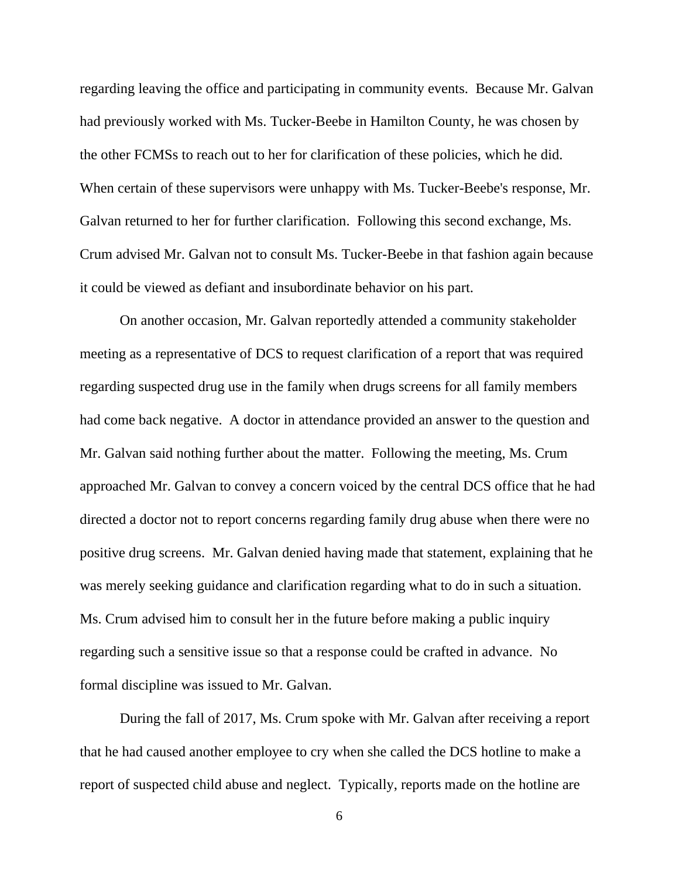regarding leaving the office and participating in community events. Because Mr. Galvan had previously worked with Ms. Tucker-Beebe in Hamilton County, he was chosen by the other FCMSs to reach out to her for clarification of these policies, which he did. When certain of these supervisors were unhappy with Ms. Tucker-Beebe's response, Mr. Galvan returned to her for further clarification. Following this second exchange, Ms. Crum advised Mr. Galvan not to consult Ms. Tucker-Beebe in that fashion again because it could be viewed as defiant and insubordinate behavior on his part.

On another occasion, Mr. Galvan reportedly attended a community stakeholder meeting as a representative of DCS to request clarification of a report that was required regarding suspected drug use in the family when drugs screens for all family members had come back negative. A doctor in attendance provided an answer to the question and Mr. Galvan said nothing further about the matter. Following the meeting, Ms. Crum approached Mr. Galvan to convey a concern voiced by the central DCS office that he had directed a doctor not to report concerns regarding family drug abuse when there were no positive drug screens. Mr. Galvan denied having made that statement, explaining that he was merely seeking guidance and clarification regarding what to do in such a situation. Ms. Crum advised him to consult her in the future before making a public inquiry regarding such a sensitive issue so that a response could be crafted in advance. No formal discipline was issued to Mr. Galvan.

During the fall of 2017, Ms. Crum spoke with Mr. Galvan after receiving a report that he had caused another employee to cry when she called the DCS hotline to make a report of suspected child abuse and neglect. Typically, reports made on the hotline are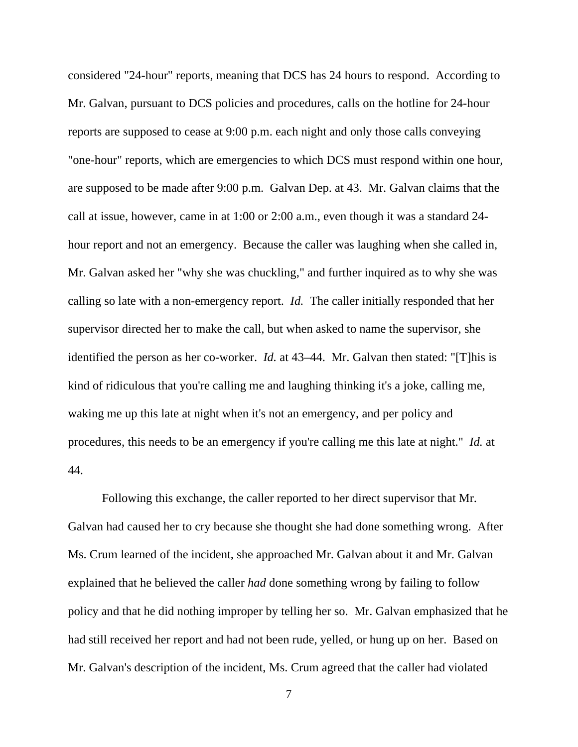considered "24-hour" reports, meaning that DCS has 24 hours to respond. According to Mr. Galvan, pursuant to DCS policies and procedures, calls on the hotline for 24-hour reports are supposed to cease at 9:00 p.m. each night and only those calls conveying "one-hour" reports, which are emergencies to which DCS must respond within one hour, are supposed to be made after 9:00 p.m. Galvan Dep. at 43. Mr. Galvan claims that the call at issue, however, came in at 1:00 or 2:00 a.m., even though it was a standard 24-hour report and not an emergency. Because the caller was laughing when she called in, Mr. Galvan asked her "why she was chuckling," and further inquired as to why she was calling so late with a non-emergency report. *Id.* The caller initially responded that her supervisor directed her to make the call, but when asked to name the supervisor, she identified the person as her co-worker. *Id.* at 43–44. Mr. Galvan then stated: "[T]his is kind of ridiculous that you're calling me and laughing thinking it's a joke, calling me, waking me up this late at night when it's not an emergency, and per policy and procedures, this needs to be an emergency if you're calling me this late at night." *Id.* at 44.

Following this exchange, the caller reported to her direct supervisor that Mr. Galvan had caused her to cry because she thought she had done something wrong. After Ms. Crum learned of the incident, she approached Mr. Galvan about it and Mr. Galvan explained that he believed the caller *had* done something wrong by failing to follow policy and that he did nothing improper by telling her so. Mr. Galvan emphasized that he had still received her report and had not been rude, yelled, or hung up on her. Based on Mr. Galvan's description of the incident, Ms. Crum agreed that the caller had violated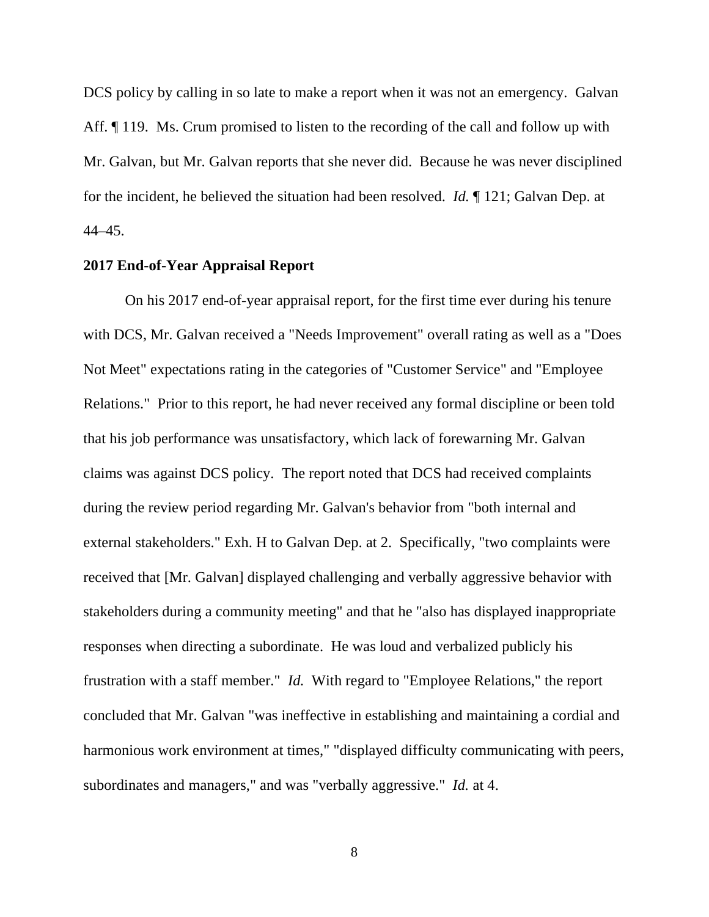DCS policy by calling in so late to make a report when it was not an emergency. Galvan Aff. ¶ 119. Ms. Crum promised to listen to the recording of the call and follow up with Mr. Galvan, but Mr. Galvan reports that she never did. Because he was never disciplined for the incident, he believed the situation had been resolved. *Id.* ¶ 121; Galvan Dep. at 44–45.

**2017 End-of-Year Appraisal Report**

On his 2017 end-of-year appraisal report, for the first time ever during his tenure with DCS, Mr. Galvan received a "Needs Improvement" overall rating as well as a "Does Not Meet" expectations rating in the categories of "Customer Service" and "Employee Relations." Prior to this report, he had never received any formal discipline or been told that his job performance was unsatisfactory, which lack of forewarning Mr. Galvan claims was against DCS policy. The report noted that DCS had received complaints during the review period regarding Mr. Galvan's behavior from "both internal and external stakeholders." Exh. H to Galvan Dep. at 2. Specifically, "two complaints were received that [Mr. Galvan] displayed challenging and verbally aggressive behavior with stakeholders during a community meeting" and that he "also has displayed inappropriate responses when directing a subordinate. He was loud and verbalized publicly his frustration with a staff member." *Id.* With regard to "Employee Relations," the report concluded that Mr. Galvan "was ineffective in establishing and maintaining a cordial and harmonious work environment at times," "displayed difficulty communicating with peers, subordinates and managers," and was "verbally aggressive." *Id.* at 4.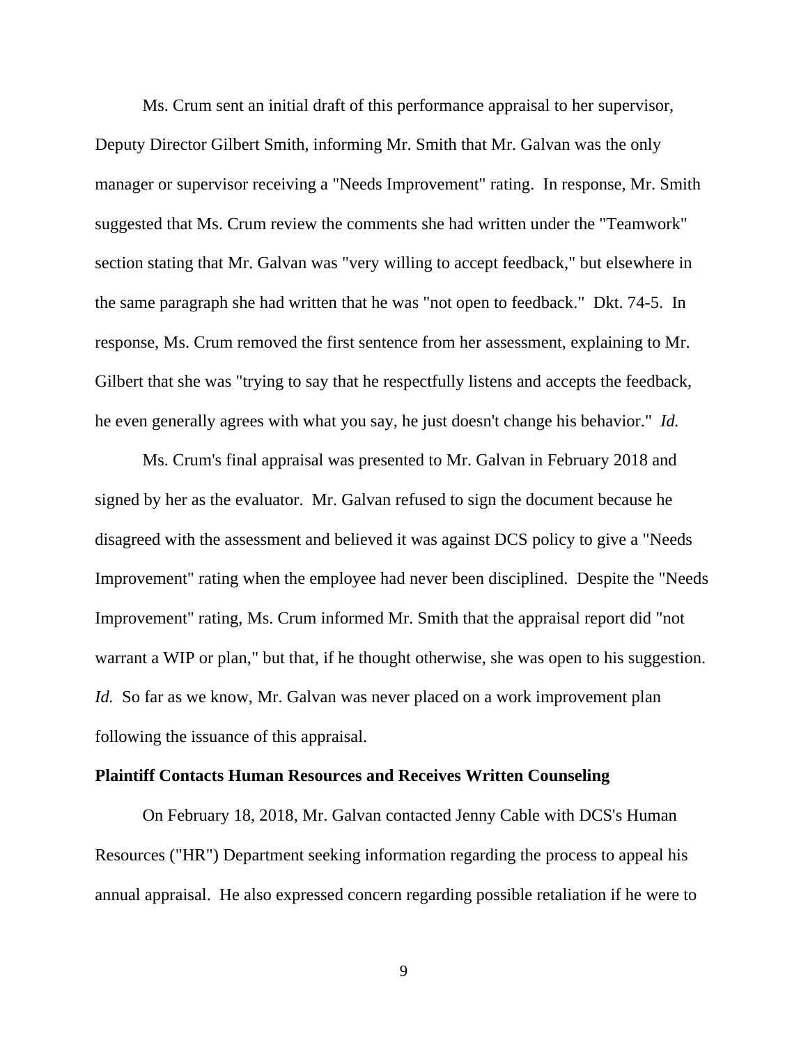Ms. Crum sent an initial draft of this performance appraisal to her supervisor, Deputy Director Gilbert Smith, informing Mr. Smith that Mr. Galvan was the only manager or supervisor receiving a "Needs Improvement" rating. In response, Mr. Smith suggested that Ms. Crum review the comments she had written under the "Teamwork" section stating that Mr. Galvan was "very willing to accept feedback," but elsewhere in the same paragraph she had written that he was "not open to feedback." Dkt. 74-5. In response, Ms. Crum removed the first sentence from her assessment, explaining to Mr. Gilbert that she was "trying to say that he respectfully listens and accepts the feedback, he even generally agrees with what you say, he just doesn't change his behavior." *Id.*

Ms. Crum's final appraisal was presented to Mr. Galvan in February 2018 and signed by her as the evaluator. Mr. Galvan refused to sign the document because he disagreed with the assessment and believed it was against DCS policy to give a "Needs Improvement" rating when the employee had never been disciplined. Despite the "Needs Improvement" rating, Ms. Crum informed Mr. Smith that the appraisal report did "not warrant a WIP or plan," but that, if he thought otherwise, she was open to his suggestion. *Id.* So far as we know, Mr. Galvan was never placed on a work improvement plan following the issuance of this appraisal.

**Plaintiff Contacts Human Resources and Receives Written Counseling**

On February 18, 2018, Mr. Galvan contacted Jenny Cable with DCS's Human Resources ("HR") Department seeking information regarding the process to appeal his annual appraisal. He also expressed concern regarding possible retaliation if he were to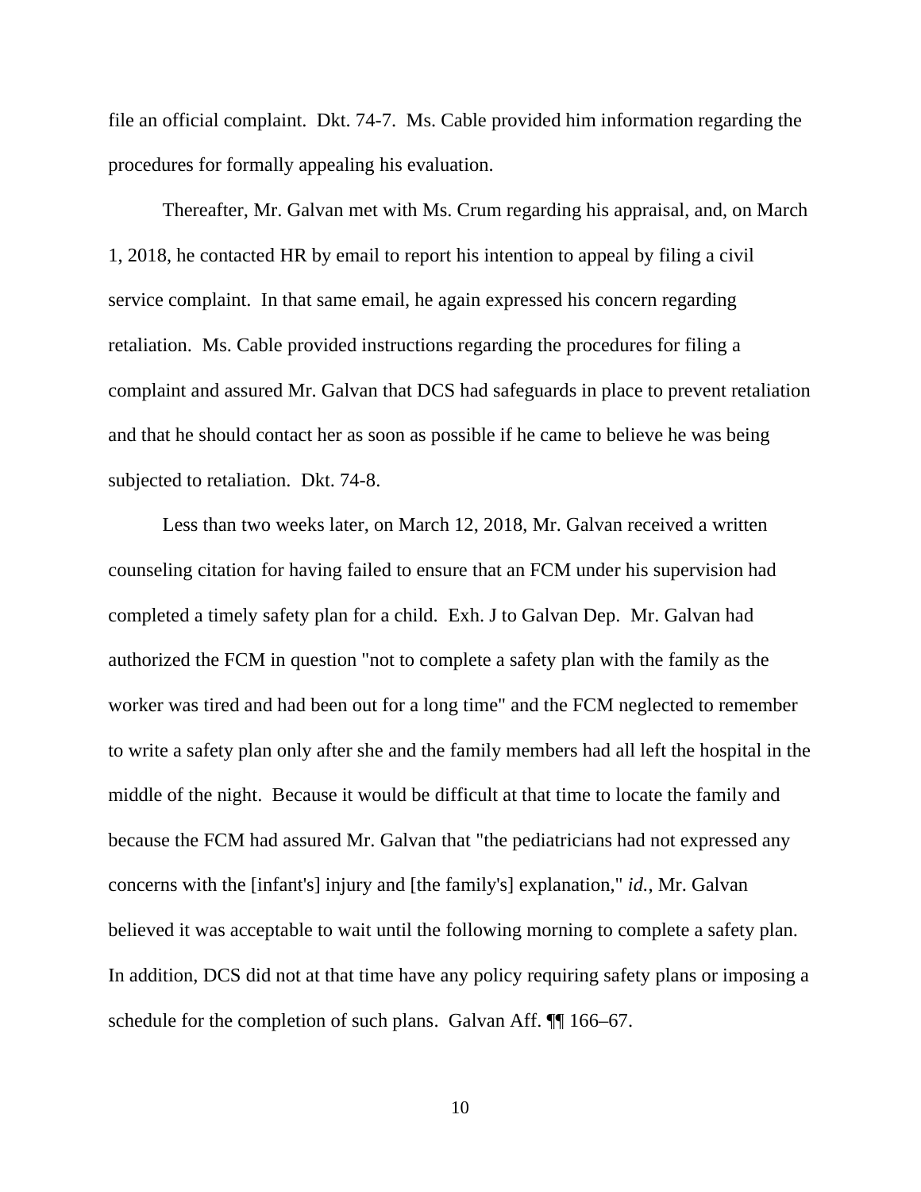file an official complaint. Dkt. 74-7. Ms. Cable provided him information regarding the procedures for formally appealing his evaluation.

Thereafter, Mr. Galvan met with Ms. Crum regarding his appraisal, and, on March 1, 2018, he contacted HR by email to report his intention to appeal by filing a civil service complaint. In that same email, he again expressed his concern regarding retaliation. Ms. Cable provided instructions regarding the procedures for filing a complaint and assured Mr. Galvan that DCS had safeguards in place to prevent retaliation and that he should contact her as soon as possible if he came to believe he was being subjected to retaliation. Dkt. 74-8.

Less than two weeks later, on March 12, 2018, Mr. Galvan received a written counseling citation for having failed to ensure that an FCM under his supervision had completed a timely safety plan for a child. Exh. J to Galvan Dep. Mr. Galvan had authorized the FCM in question "not to complete a safety plan with the family as the worker was tired and had been out for a long time" and the FCM neglected to remember to write a safety plan only after she and the family members had all left the hospital in the middle of the night. Because it would be difficult at that time to locate the family and because the FCM had assured Mr. Galvan that "the pediatricians had not expressed any concerns with the [infant's] injury and [the family's] explanation," *id.*, Mr. Galvan believed it was acceptable to wait until the following morning to complete a safety plan. In addition, DCS did not at that time have any policy requiring safety plans or imposing a schedule for the completion of such plans. Galvan Aff. ¶¶ 166–67.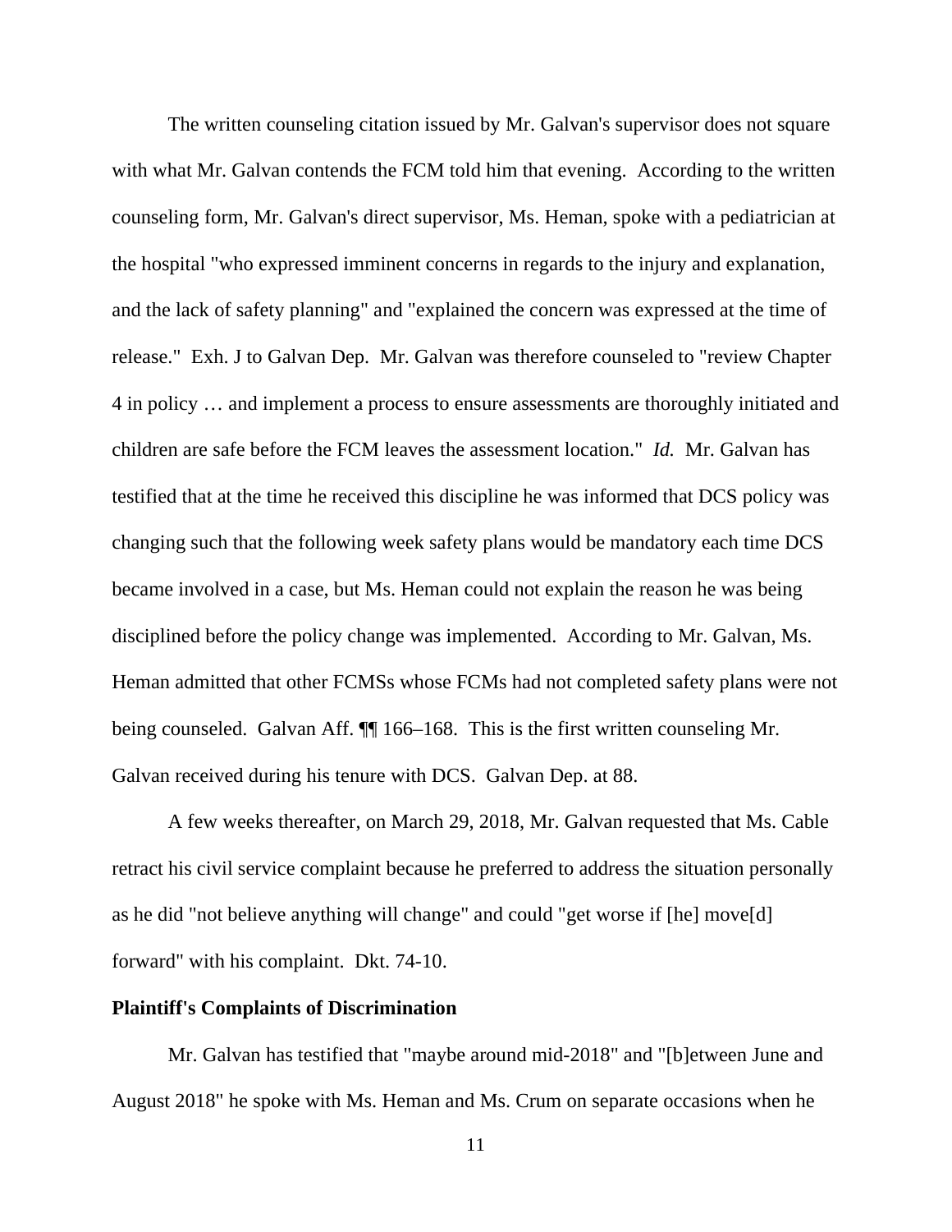The written counseling citation issued by Mr. Galvan's supervisor does not square with what Mr. Galvan contends the FCM told him that evening. According to the written counseling form, Mr. Galvan's direct supervisor, Ms. Heman, spoke with a pediatrician at the hospital "who expressed imminent concerns in regards to the injury and explanation, and the lack of safety planning" and "explained the concern was expressed at the time of release." Exh. J to Galvan Dep. Mr. Galvan was therefore counseled to "review Chapter 4 in policy … and implement a process to ensure assessments are thoroughly initiated and children are safe before the FCM leaves the assessment location." *Id.* Mr. Galvan has testified that at the time he received this discipline he was informed that DCS policy was changing such that the following week safety plans would be mandatory each time DCS became involved in a case, but Ms. Heman could not explain the reason he was being disciplined before the policy change was implemented. According to Mr. Galvan, Ms. Heman admitted that other FCMSs whose FCMs had not completed safety plans were not being counseled. Galvan Aff. ¶¶ 166–168. This is the first written counseling Mr. Galvan received during his tenure with DCS. Galvan Dep. at 88.

A few weeks thereafter, on March 29, 2018, Mr. Galvan requested that Ms. Cable retract his civil service complaint because he preferred to address the situation personally as he did "not believe anything will change" and could "get worse if [he] move[d] forward" with his complaint. Dkt. 74-10.

**Plaintiff's Complaints of Discrimination**

Mr. Galvan has testified that "maybe around mid-2018" and "[b]etween June and August 2018" he spoke with Ms. Heman and Ms. Crum on separate occasions when he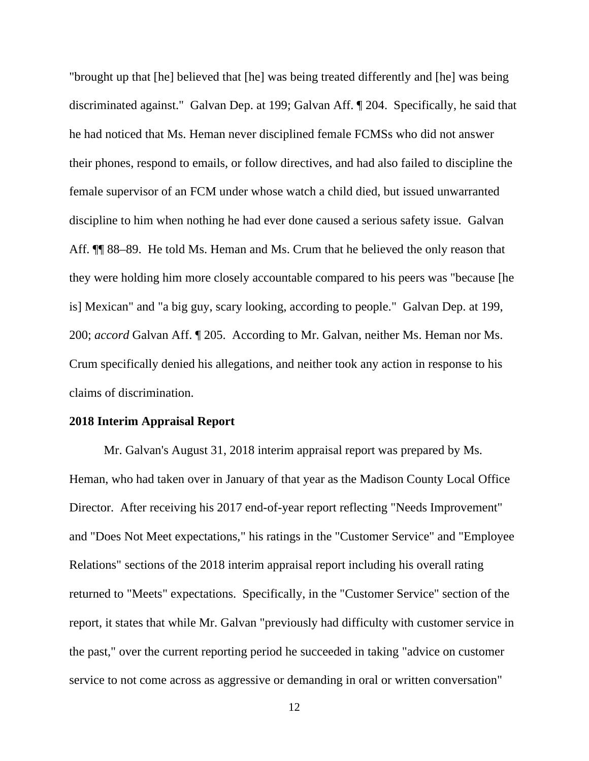"brought up that [he] believed that [he] was being treated differently and [he] was being discriminated against." Galvan Dep. at 199; Galvan Aff. ¶ 204. Specifically, he said that he had noticed that Ms. Heman never disciplined female FCMSs who did not answer their phones, respond to emails, or follow directives, and had also failed to discipline the female supervisor of an FCM under whose watch a child died, but issued unwarranted discipline to him when nothing he had ever done caused a serious safety issue. Galvan Aff. ¶¶ 88–89. He told Ms. Heman and Ms. Crum that he believed the only reason that they were holding him more closely accountable compared to his peers was "because [he is] Mexican" and "a big guy, scary looking, according to people." Galvan Dep. at 199, 200; *accord* Galvan Aff. ¶ 205. According to Mr. Galvan, neither Ms. Heman nor Ms. Crum specifically denied his allegations, and neither took any action in response to his claims of discrimination.

**2018 Interim Appraisal Report**

Mr. Galvan's August 31, 2018 interim appraisal report was prepared by Ms. Heman, who had taken over in January of that year as the Madison County Local Office Director. After receiving his 2017 end-of-year report reflecting "Needs Improvement" and "Does Not Meet expectations," his ratings in the "Customer Service" and "Employee Relations" sections of the 2018 interim appraisal report including his overall rating returned to "Meets" expectations. Specifically, in the "Customer Service" section of the report, it states that while Mr. Galvan "previously had difficulty with customer service in the past," over the current reporting period he succeeded in taking "advice on customer service to not come across as aggressive or demanding in oral or written conversation"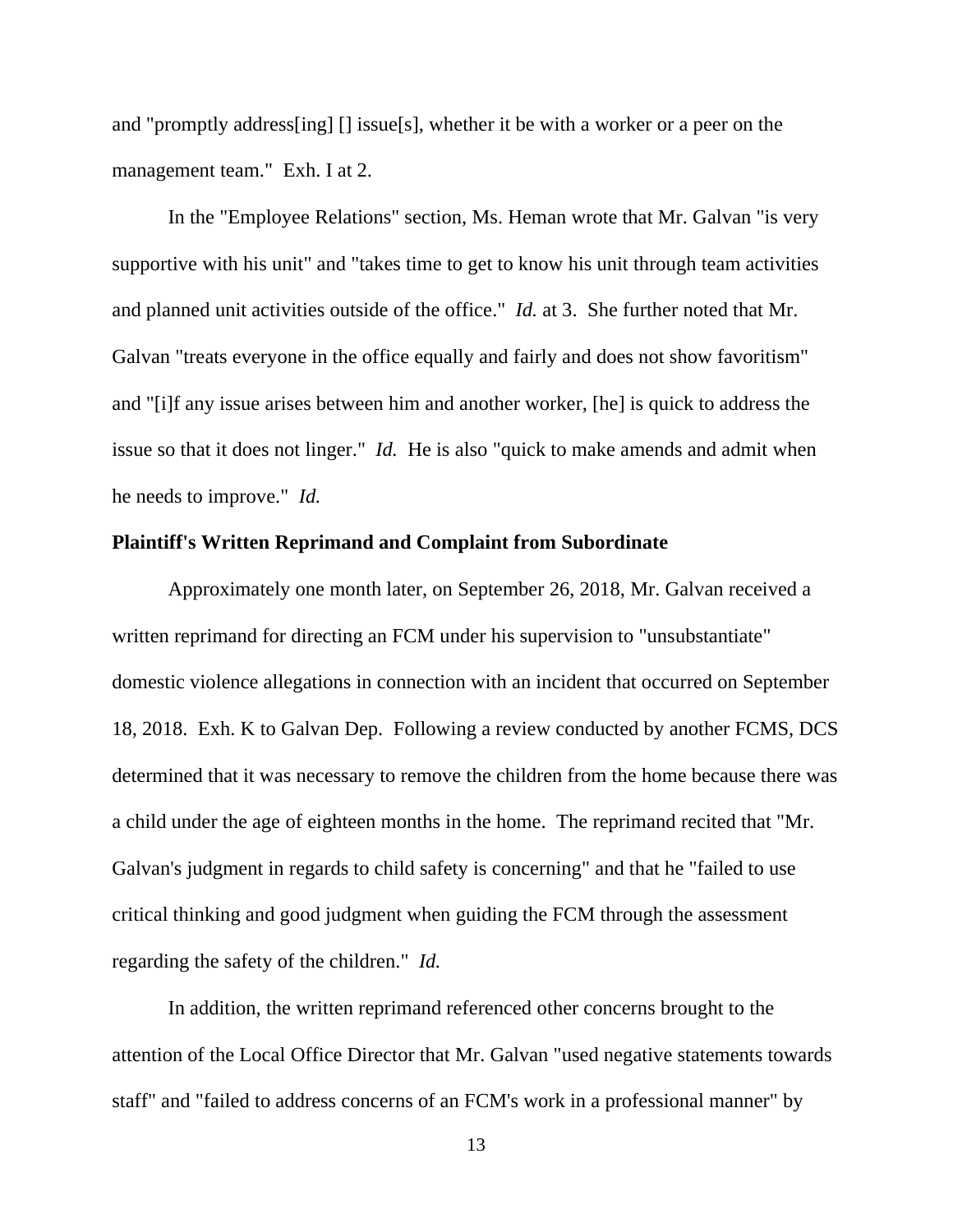and "promptly address[ing] [] issue[s], whether it be with a worker or a peer on the management team." Exh. I at 2.

In the "Employee Relations" section, Ms. Heman wrote that Mr. Galvan "is very supportive with his unit" and "takes time to get to know his unit through team activities and planned unit activities outside of the office." *Id.* at 3. She further noted that Mr. Galvan "treats everyone in the office equally and fairly and does not show favoritism" and "[i]f any issue arises between him and another worker, [he] is quick to address the issue so that it does not linger." *Id.* He is also "quick to make amends and admit when he needs to improve." *Id.*

**Plaintiff's Written Reprimand and Complaint from Subordinate**

Approximately one month later, on September 26, 2018, Mr. Galvan received a written reprimand for directing an FCM under his supervision to "unsubstantiate" domestic violence allegations in connection with an incident that occurred on September 18, 2018. Exh. K to Galvan Dep. Following a review conducted by another FCMS, DCS determined that it was necessary to remove the children from the home because there was a child under the age of eighteen months in the home. The reprimand recited that "Mr. Galvan's judgment in regards to child safety is concerning" and that he "failed to use critical thinking and good judgment when guiding the FCM through the assessment regarding the safety of the children." *Id.*

In addition, the written reprimand referenced other concerns brought to the attention of the Local Office Director that Mr. Galvan "used negative statements towards staff" and "failed to address concerns of an FCM's work in a professional manner" by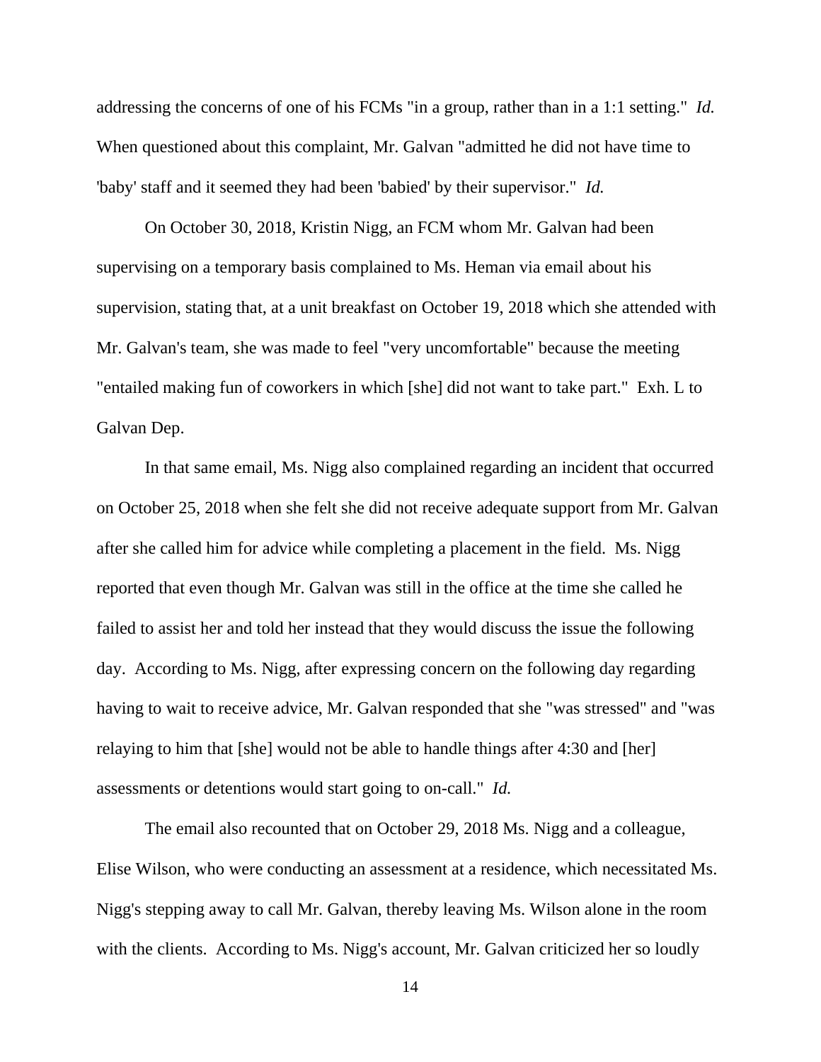addressing the concerns of one of his FCMs "in a group, rather than in a 1:1 setting." *Id.* When questioned about this complaint, Mr. Galvan "admitted he did not have time to 'baby' staff and it seemed they had been 'babied' by their supervisor." *Id.*

On October 30, 2018, Kristin Nigg, an FCM whom Mr. Galvan had been supervising on a temporary basis complained to Ms. Heman via email about his supervision, stating that, at a unit breakfast on October 19, 2018 which she attended with Mr. Galvan's team, she was made to feel "very uncomfortable" because the meeting "entailed making fun of coworkers in which [she] did not want to take part." Exh. L to Galvan Dep.

In that same email, Ms. Nigg also complained regarding an incident that occurred on October 25, 2018 when she felt she did not receive adequate support from Mr. Galvan after she called him for advice while completing a placement in the field. Ms. Nigg reported that even though Mr. Galvan was still in the office at the time she called he failed to assist her and told her instead that they would discuss the issue the following day. According to Ms. Nigg, after expressing concern on the following day regarding having to wait to receive advice, Mr. Galvan responded that she "was stressed" and "was relaying to him that [she] would not be able to handle things after 4:30 and [her] assessments or detentions would start going to on-call." *Id.*

The email also recounted that on October 29, 2018 Ms. Nigg and a colleague, Elise Wilson, who were conducting an assessment at a residence, which necessitated Ms. Nigg's stepping away to call Mr. Galvan, thereby leaving Ms. Wilson alone in the room with the clients. According to Ms. Nigg's account, Mr. Galvan criticized her so loudly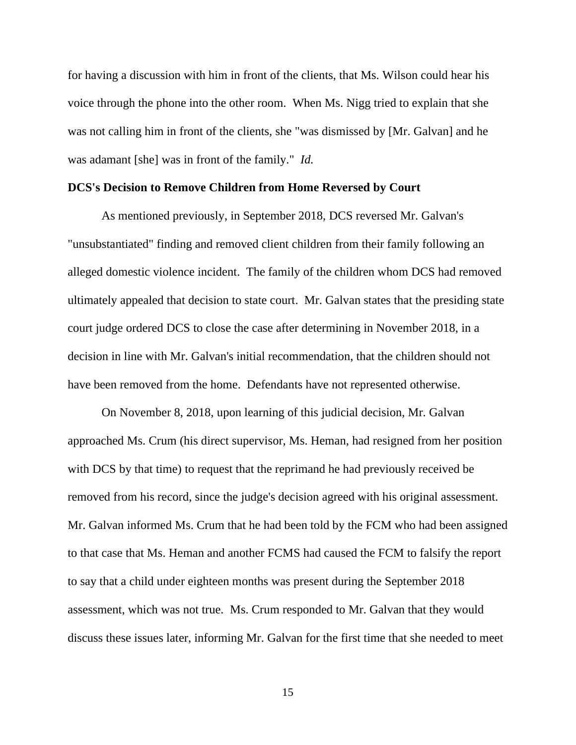for having a discussion with him in front of the clients, that Ms. Wilson could hear his voice through the phone into the other room. When Ms. Nigg tried to explain that she was not calling him in front of the clients, she "was dismissed by [Mr. Galvan] and he was adamant [she] was in front of the family." *Id.*

**DCS's Decision to Remove Children from Home Reversed by Court**

As mentioned previously, in September 2018, DCS reversed Mr. Galvan's "unsubstantiated" finding and removed client children from their family following an alleged domestic violence incident. The family of the children whom DCS had removed ultimately appealed that decision to state court. Mr. Galvan states that the presiding state court judge ordered DCS to close the case after determining in November 2018, in a decision in line with Mr. Galvan's initial recommendation, that the children should not have been removed from the home. Defendants have not represented otherwise.

On November 8, 2018, upon learning of this judicial decision, Mr. Galvan approached Ms. Crum (his direct supervisor, Ms. Heman, had resigned from her position with DCS by that time) to request that the reprimand he had previously received be removed from his record, since the judge's decision agreed with his original assessment. Mr. Galvan informed Ms. Crum that he had been told by the FCM who had been assigned to that case that Ms. Heman and another FCMS had caused the FCM to falsify the report to say that a child under eighteen months was present during the September 2018 assessment, which was not true. Ms. Crum responded to Mr. Galvan that they would discuss these issues later, informing Mr. Galvan for the first time that she needed to meet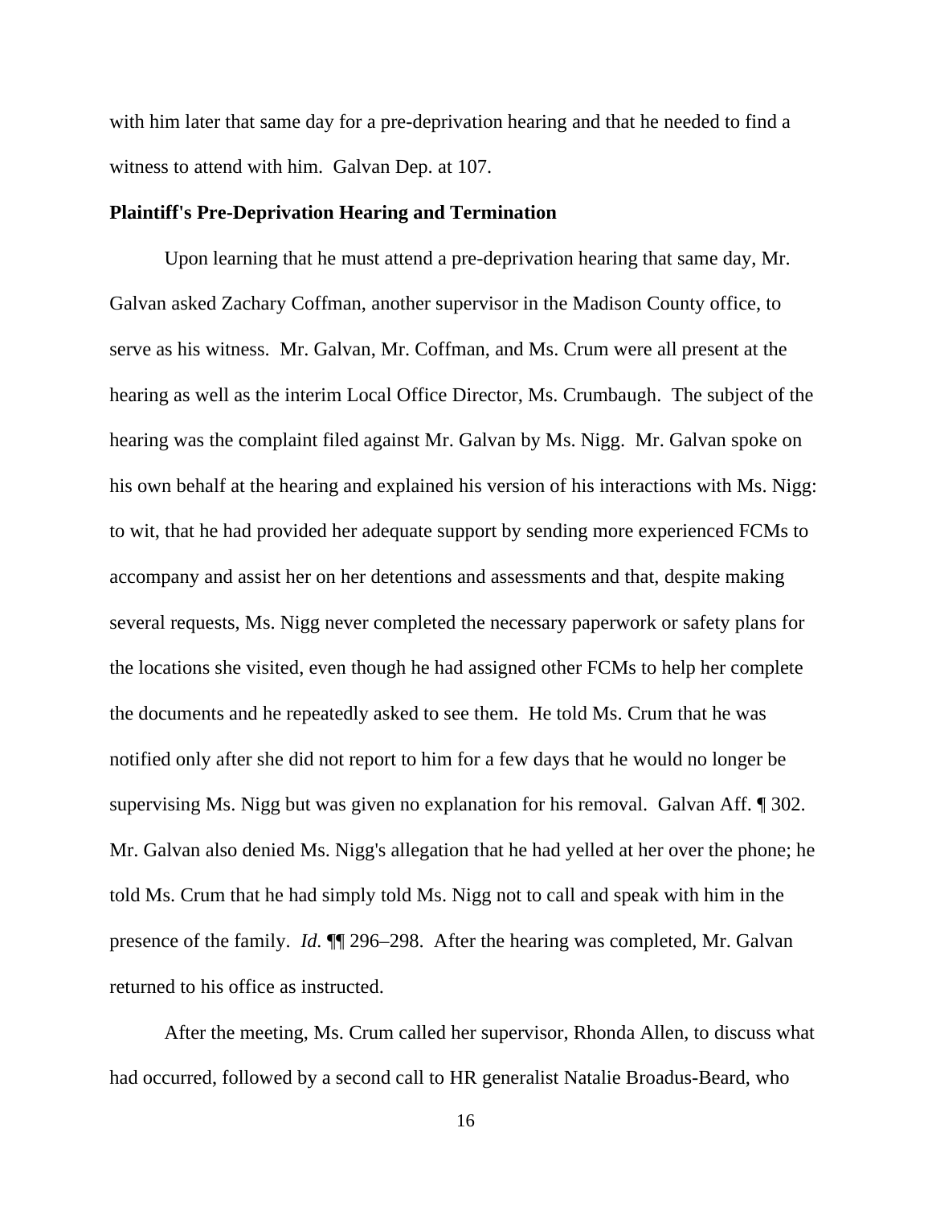with him later that same day for a pre-deprivation hearing and that he needed to find a witness to attend with him. Galvan Dep. at 107.

**Plaintiff's Pre-Deprivation Hearing and Termination**

Upon learning that he must attend a pre-deprivation hearing that same day, Mr. Galvan asked Zachary Coffman, another supervisor in the Madison County office, to serve as his witness. Mr. Galvan, Mr. Coffman, and Ms. Crum were all present at the hearing as well as the interim Local Office Director, Ms. Crumbaugh. The subject of the hearing was the complaint filed against Mr. Galvan by Ms. Nigg. Mr. Galvan spoke on his own behalf at the hearing and explained his version of his interactions with Ms. Nigg: to wit, that he had provided her adequate support by sending more experienced FCMs to accompany and assist her on her detentions and assessments and that, despite making several requests, Ms. Nigg never completed the necessary paperwork or safety plans for the locations she visited, even though he had assigned other FCMs to help her complete the documents and he repeatedly asked to see them. He told Ms. Crum that he was notified only after she did not report to him for a few days that he would no longer be supervising Ms. Nigg but was given no explanation for his removal. Galvan Aff. ¶ 302. Mr. Galvan also denied Ms. Nigg's allegation that he had yelled at her over the phone; he told Ms. Crum that he had simply told Ms. Nigg not to call and speak with him in the presence of the family. *Id.* ¶¶ 296–298. After the hearing was completed, Mr. Galvan returned to his office as instructed.

After the meeting, Ms. Crum called her supervisor, Rhonda Allen, to discuss what had occurred, followed by a second call to HR generalist Natalie Broadus-Beard, who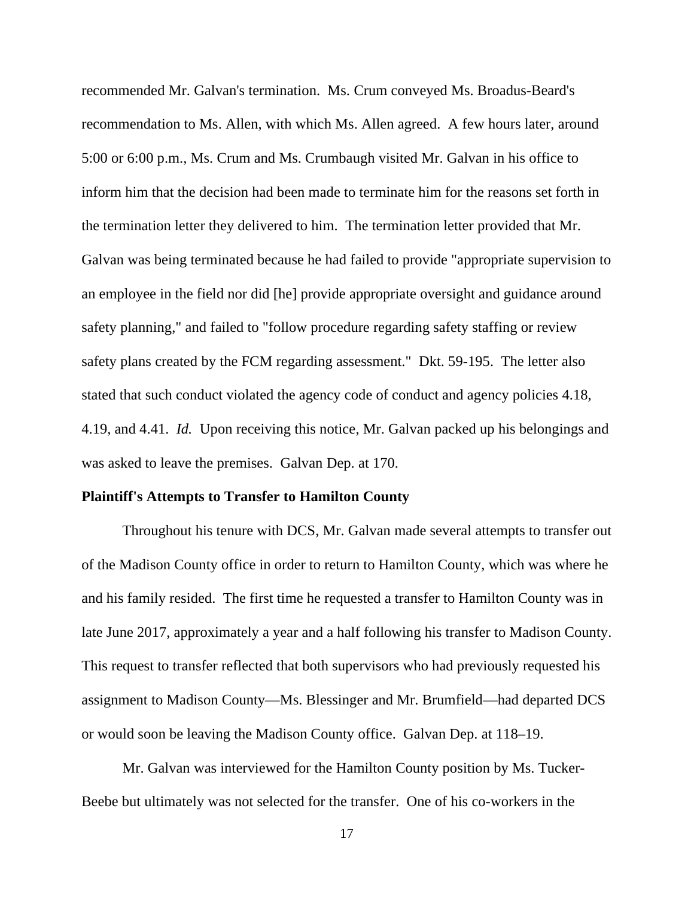recommended Mr. Galvan's termination. Ms. Crum conveyed Ms. Broadus-Beard's recommendation to Ms. Allen, with which Ms. Allen agreed. A few hours later, around 5:00 or 6:00 p.m., Ms. Crum and Ms. Crumbaugh visited Mr. Galvan in his office to inform him that the decision had been made to terminate him for the reasons set forth in the termination letter they delivered to him. The termination letter provided that Mr. Galvan was being terminated because he had failed to provide "appropriate supervision to an employee in the field nor did [he] provide appropriate oversight and guidance around safety planning," and failed to "follow procedure regarding safety staffing or review safety plans created by the FCM regarding assessment." Dkt. 59-195. The letter also stated that such conduct violated the agency code of conduct and agency policies 4.18, 4.19, and 4.41. *Id.* Upon receiving this notice, Mr. Galvan packed up his belongings and was asked to leave the premises. Galvan Dep. at 170.

**Plaintiff's Attempts to Transfer to Hamilton County**

Throughout his tenure with DCS, Mr. Galvan made several attempts to transfer out of the Madison County office in order to return to Hamilton County, which was where he and his family resided. The first time he requested a transfer to Hamilton County was in late June 2017, approximately a year and a half following his transfer to Madison County. This request to transfer reflected that both supervisors who had previously requested his assignment to Madison County—Ms. Blessinger and Mr. Brumfield—had departed DCS or would soon be leaving the Madison County office. Galvan Dep. at 118–19.

Mr. Galvan was interviewed for the Hamilton County position by Ms. Tucker-Beebe but ultimately was not selected for the transfer. One of his co-workers in the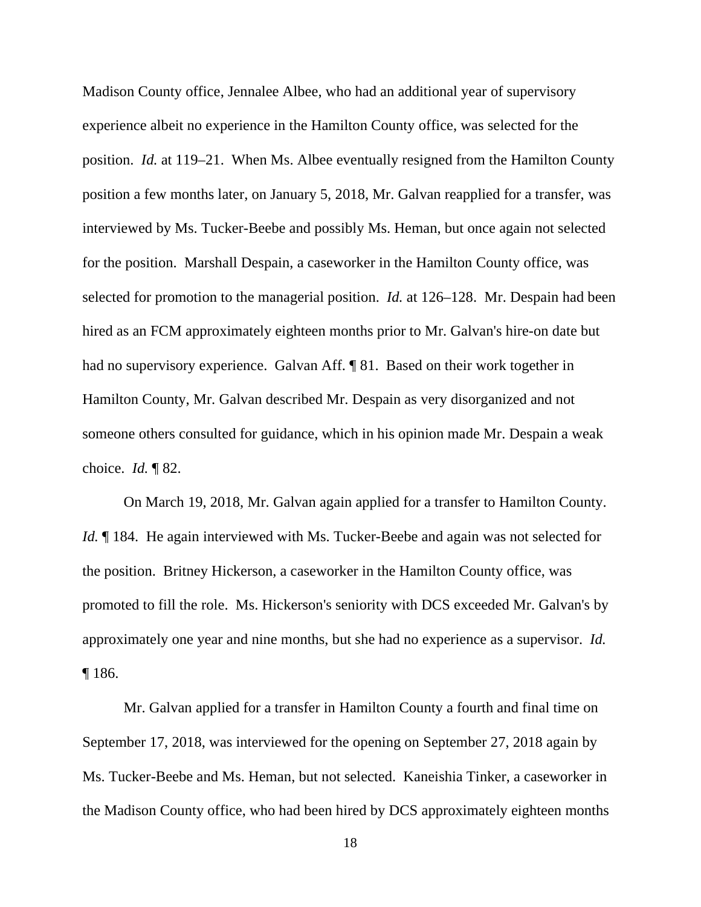Madison County office, Jennalee Albee, who had an additional year of supervisory experience albeit no experience in the Hamilton County office, was selected for the position. *Id.* at 119–21. When Ms. Albee eventually resigned from the Hamilton County position a few months later, on January 5, 2018, Mr. Galvan reapplied for a transfer, was interviewed by Ms. Tucker-Beebe and possibly Ms. Heman, but once again not selected for the position. Marshall Despain, a caseworker in the Hamilton County office, was selected for promotion to the managerial position. *Id.* at 126–128. Mr. Despain had been hired as an FCM approximately eighteen months prior to Mr. Galvan's hire-on date but had no supervisory experience. Galvan Aff. ¶ 81. Based on their work together in Hamilton County, Mr. Galvan described Mr. Despain as very disorganized and not someone others consulted for guidance, which in his opinion made Mr. Despain a weak choice. *Id.* ¶ 82.

On March 19, 2018, Mr. Galvan again applied for a transfer to Hamilton County. *Id.* ¶ 184. He again interviewed with Ms. Tucker-Beebe and again was not selected for the position. Britney Hickerson, a caseworker in the Hamilton County office, was promoted to fill the role. Ms. Hickerson's seniority with DCS exceeded Mr. Galvan's by approximately one year and nine months, but she had no experience as a supervisor. *Id.* ¶ 186.

Mr. Galvan applied for a transfer in Hamilton County a fourth and final time on September 17, 2018, was interviewed for the opening on September 27, 2018 again by Ms. Tucker-Beebe and Ms. Heman, but not selected. Kaneishia Tinker, a caseworker in the Madison County office, who had been hired by DCS approximately eighteen months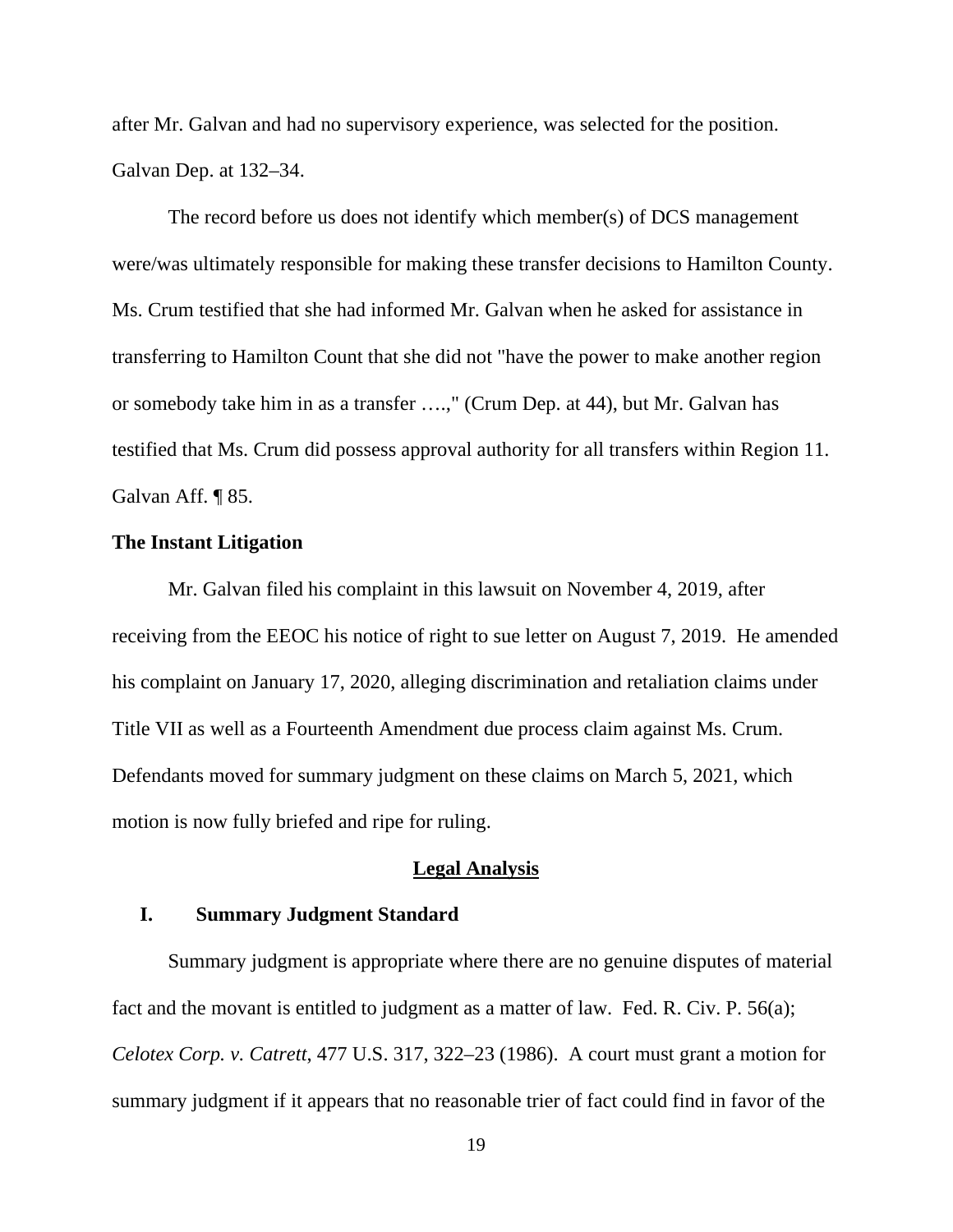after Mr. Galvan and had no supervisory experience, was selected for the position. Galvan Dep. at 132–34.

The record before us does not identify which member(s) of DCS management were/was ultimately responsible for making these transfer decisions to Hamilton County. Ms. Crum testified that she had informed Mr. Galvan when he asked for assistance in transferring to Hamilton Count that she did not "have the power to make another region or somebody take him in as a transfer ….," (Crum Dep. at 44), but Mr. Galvan has testified that Ms. Crum did possess approval authority for all transfers within Region 11. Galvan Aff. ¶ 85.

**The Instant Litigation**

Mr. Galvan filed his complaint in this lawsuit on November 4, 2019, after receiving from the EEOC his notice of right to sue letter on August 7, 2019. He amended his complaint on January 17, 2020, alleging discrimination and retaliation claims under Title VII as well as a Fourteenth Amendment due process claim against Ms. Crum. Defendants moved for summary judgment on these claims on March 5, 2021, which motion is now fully briefed and ripe for ruling.

## Legal Analysis

### I. Summary Judgment Standard

Summary judgment is appropriate where there are no genuine disputes of material fact and the movant is entitled to judgment as a matter of law. Fed. R. Civ. P. 56(a); *Celotex Corp. v. Catrett*, 477 U.S. 317, 322–23 (1986). A court must grant a motion for summary judgment if it appears that no reasonable trier of fact could find in favor of the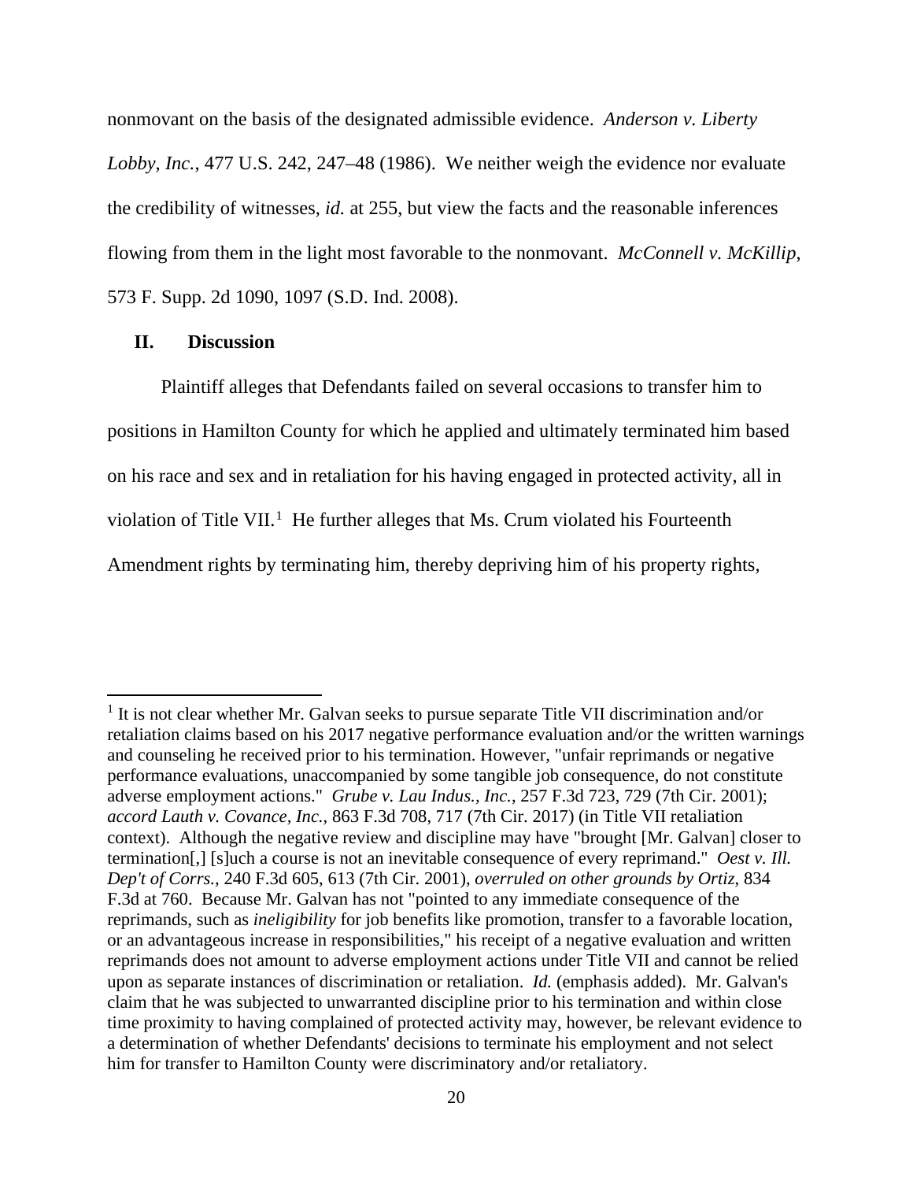nonmovant on the basis of the designated admissible evidence. *Anderson v. Liberty Lobby, Inc.*, 477 U.S. 242, 247–48 (1986). We neither weigh the evidence nor evaluate the credibility of witnesses, *id.* at 255, but view the facts and the reasonable inferences flowing from them in the light most favorable to the nonmovant. *McConnell v. McKillip*, 573 F. Supp. 2d 1090, 1097 (S.D. Ind. 2008).

## II. Discussion

Plaintiff alleges that Defendants failed on several occasions to transfer him to positions in Hamilton County for which he applied and ultimately terminated him based on his race and sex and in retaliation for his having engaged in protected activity, all in violation of Title VII.[1] He further alleges that Ms. Crum violated his Fourteenth Amendment rights by terminating him, thereby depriving him of his property rights,

---

[1] It is not clear whether Mr. Galvan seeks to pursue separate Title VII discrimination and/or retaliation claims based on his 2017 negative performance evaluation and/or the written warnings and counseling he received prior to his termination. However, "unfair reprimands or negative performance evaluations, unaccompanied by some tangible job consequence, do not constitute adverse employment actions." *Grube v. Lau Indus., Inc.*, 257 F.3d 723, 729 (7th Cir. 2001); *accord Lauth v. Covance, Inc.*, 863 F.3d 708, 717 (7th Cir. 2017) (in Title VII retaliation context). Although the negative review and discipline may have "brought [Mr. Galvan] closer to termination[,] [s]uch a course is not an inevitable consequence of every reprimand." *Oest v. Ill. Dep't of Corrs.*, 240 F.3d 605, 613 (7th Cir. 2001), *overruled on other grounds by Ortiz*, 834 F.3d at 760. Because Mr. Galvan has not "pointed to any immediate consequence of the reprimands, such as *ineligibility* for job benefits like promotion, transfer to a favorable location, or an advantageous increase in responsibilities," his receipt of a negative evaluation and written reprimands does not amount to adverse employment actions under Title VII and cannot be relied upon as separate instances of discrimination or retaliation. *Id.* (emphasis added). Mr. Galvan's claim that he was subjected to unwarranted discipline prior to his termination and within close time proximity to having complained of protected activity may, however, be relevant evidence to a determination of whether Defendants' decisions to terminate his employment and not select him for transfer to Hamilton County were discriminatory and/or retaliatory.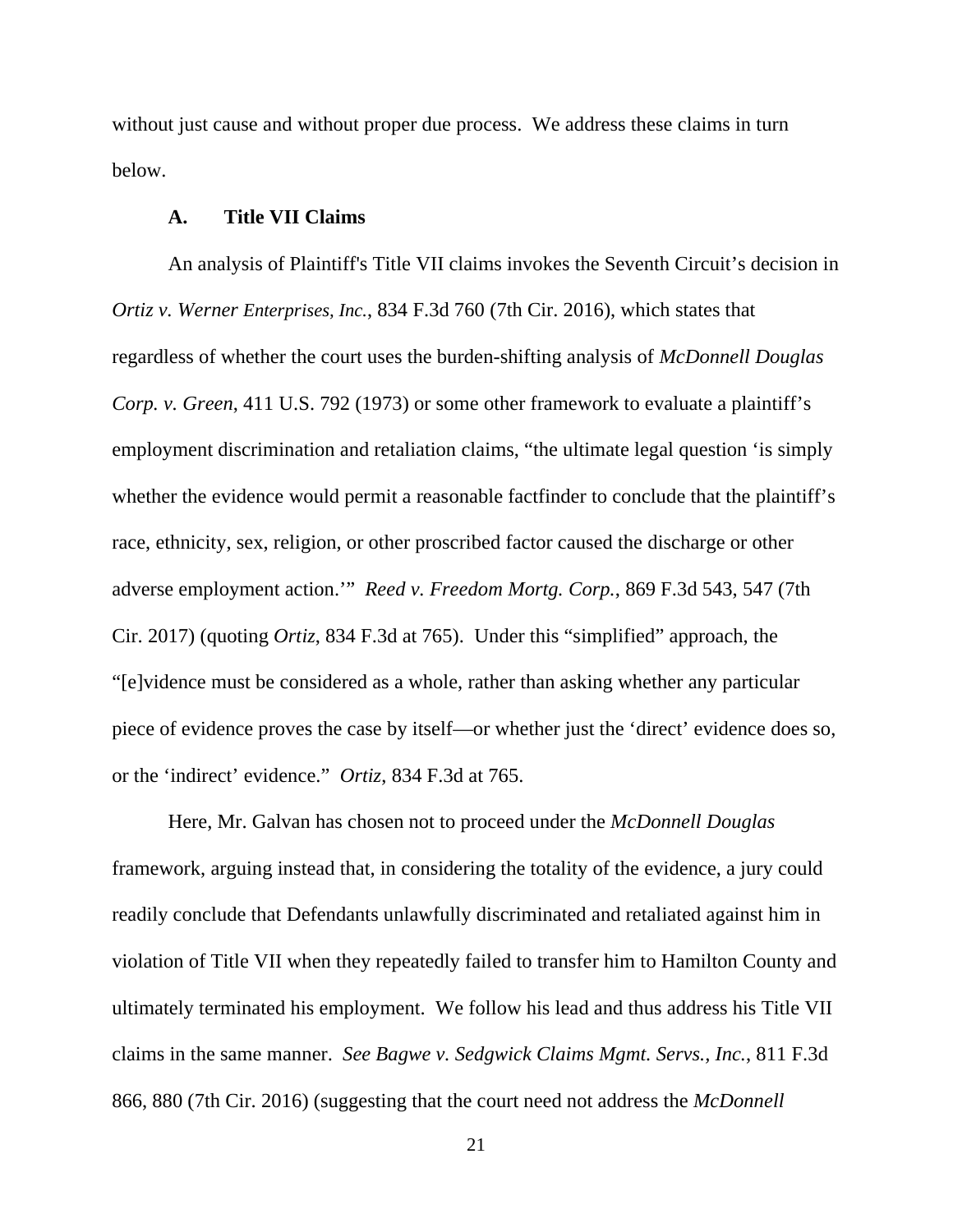without just cause and without proper due process. We address these claims in turn below.

### A. Title VII Claims

An analysis of Plaintiff's Title VII claims invokes the Seventh Circuit's decision in *Ortiz v. Werner Enterprises, Inc.*, 834 F.3d 760 (7th Cir. 2016), which states that regardless of whether the court uses the burden-shifting analysis of *McDonnell Douglas Corp. v. Green*, 411 U.S. 792 (1973) or some other framework to evaluate a plaintiff's employment discrimination and retaliation claims, "the ultimate legal question 'is simply whether the evidence would permit a reasonable factfinder to conclude that the plaintiff's race, ethnicity, sex, religion, or other proscribed factor caused the discharge or other adverse employment action.'" *Reed v. Freedom Mortg. Corp.*, 869 F.3d 543, 547 (7th Cir. 2017) (quoting *Ortiz*, 834 F.3d at 765). Under this "simplified" approach, the "[e]vidence must be considered as a whole, rather than asking whether any particular piece of evidence proves the case by itself—or whether just the 'direct' evidence does so, or the 'indirect' evidence." *Ortiz*, 834 F.3d at 765.

Here, Mr. Galvan has chosen not to proceed under the *McDonnell Douglas* framework, arguing instead that, in considering the totality of the evidence, a jury could readily conclude that Defendants unlawfully discriminated and retaliated against him in violation of Title VII when they repeatedly failed to transfer him to Hamilton County and ultimately terminated his employment. We follow his lead and thus address his Title VII claims in the same manner. *See Bagwe v. Sedgwick Claims Mgmt. Servs., Inc.*, 811 F.3d 866, 880 (7th Cir. 2016) (suggesting that the court need not address the *McDonnell*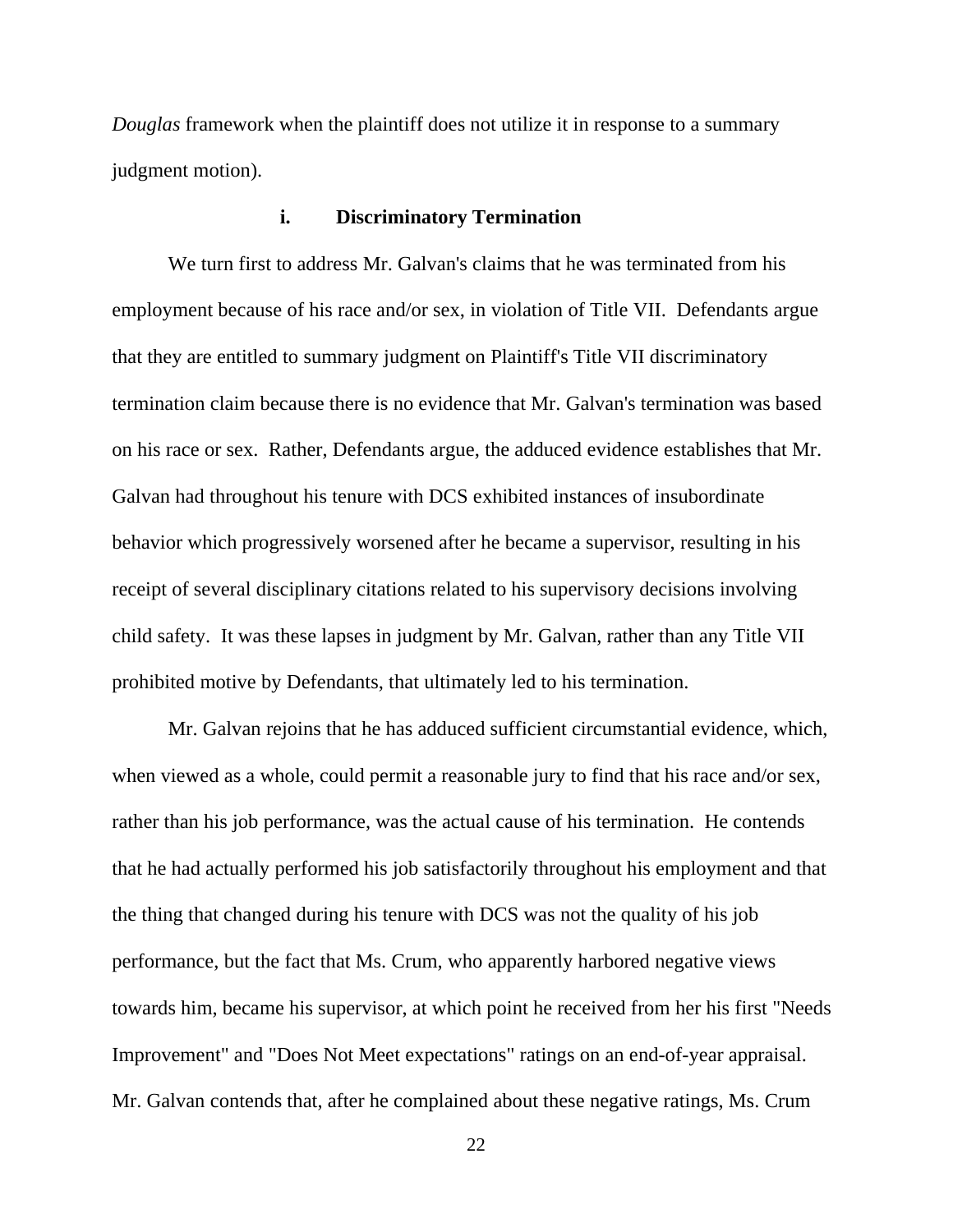*Douglas* framework when the plaintiff does not utilize it in response to a summary judgment motion).

#### i. Discriminatory Termination

We turn first to address Mr. Galvan's claims that he was terminated from his employment because of his race and/or sex, in violation of Title VII. Defendants argue that they are entitled to summary judgment on Plaintiff's Title VII discriminatory termination claim because there is no evidence that Mr. Galvan's termination was based on his race or sex. Rather, Defendants argue, the adduced evidence establishes that Mr. Galvan had throughout his tenure with DCS exhibited instances of insubordinate behavior which progressively worsened after he became a supervisor, resulting in his receipt of several disciplinary citations related to his supervisory decisions involving child safety. It was these lapses in judgment by Mr. Galvan, rather than any Title VII prohibited motive by Defendants, that ultimately led to his termination.

Mr. Galvan rejoins that he has adduced sufficient circumstantial evidence, which, when viewed as a whole, could permit a reasonable jury to find that his race and/or sex, rather than his job performance, was the actual cause of his termination. He contends that he had actually performed his job satisfactorily throughout his employment and that the thing that changed during his tenure with DCS was not the quality of his job performance, but the fact that Ms. Crum, who apparently harbored negative views towards him, became his supervisor, at which point he received from her his first "Needs Improvement" and "Does Not Meet expectations" ratings on an end-of-year appraisal. Mr. Galvan contends that, after he complained about these negative ratings, Ms. Crum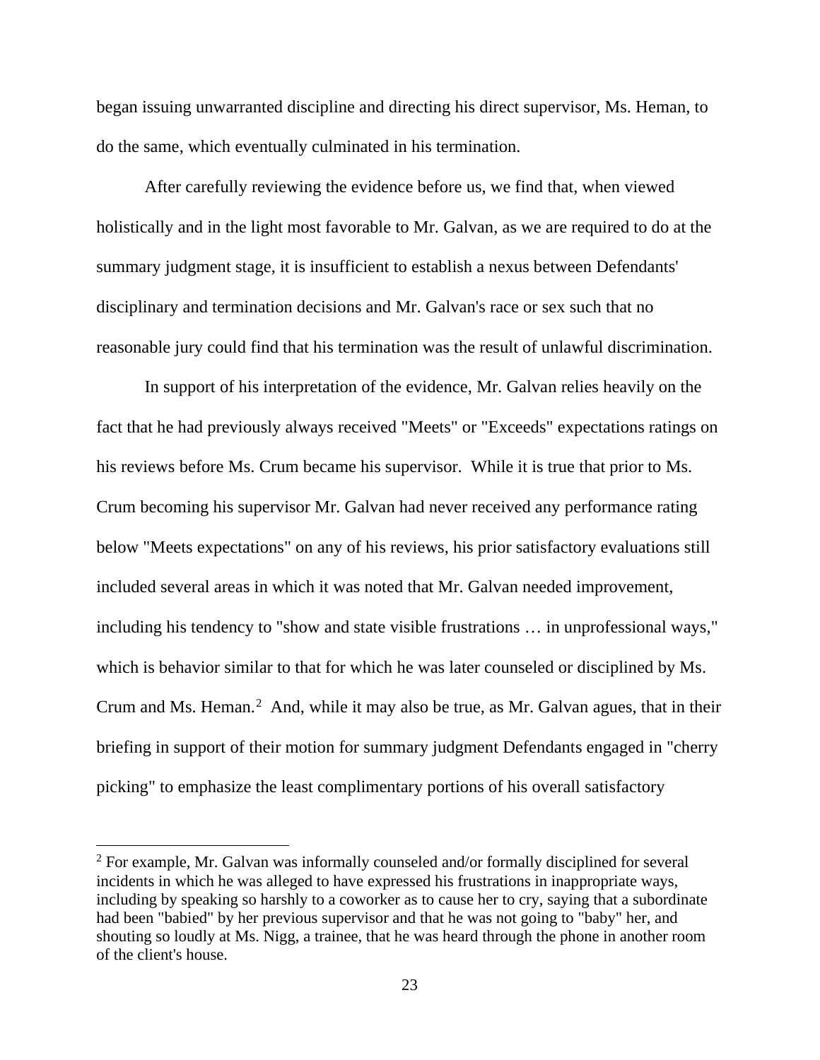began issuing unwarranted discipline and directing his direct supervisor, Ms. Heman, to do the same, which eventually culminated in his termination.

After carefully reviewing the evidence before us, we find that, when viewed holistically and in the light most favorable to Mr. Galvan, as we are required to do at the summary judgment stage, it is insufficient to establish a nexus between Defendants' disciplinary and termination decisions and Mr. Galvan's race or sex such that no reasonable jury could find that his termination was the result of unlawful discrimination.

In support of his interpretation of the evidence, Mr. Galvan relies heavily on the fact that he had previously always received "Meets" or "Exceeds" expectations ratings on his reviews before Ms. Crum became his supervisor. While it is true that prior to Ms. Crum becoming his supervisor Mr. Galvan had never received any performance rating below "Meets expectations" on any of his reviews, his prior satisfactory evaluations still included several areas in which it was noted that Mr. Galvan needed improvement, including his tendency to "show and state visible frustrations … in unprofessional ways," which is behavior similar to that for which he was later counseled or disciplined by Ms. Crum and Ms. Heman.[2] And, while it may also be true, as Mr. Galvan agues, that in their briefing in support of their motion for summary judgment Defendants engaged in "cherry picking" to emphasize the least complimentary portions of his overall satisfactory

[2] For example, Mr. Galvan was informally counseled and/or formally disciplined for several incidents in which he was alleged to have expressed his frustrations in inappropriate ways, including by speaking so harshly to a coworker as to cause her to cry, saying that a subordinate had been "babied" by her previous supervisor and that he was not going to "baby" her, and shouting so loudly at Ms. Nigg, a trainee, that he was heard through the phone in another room of the client's house.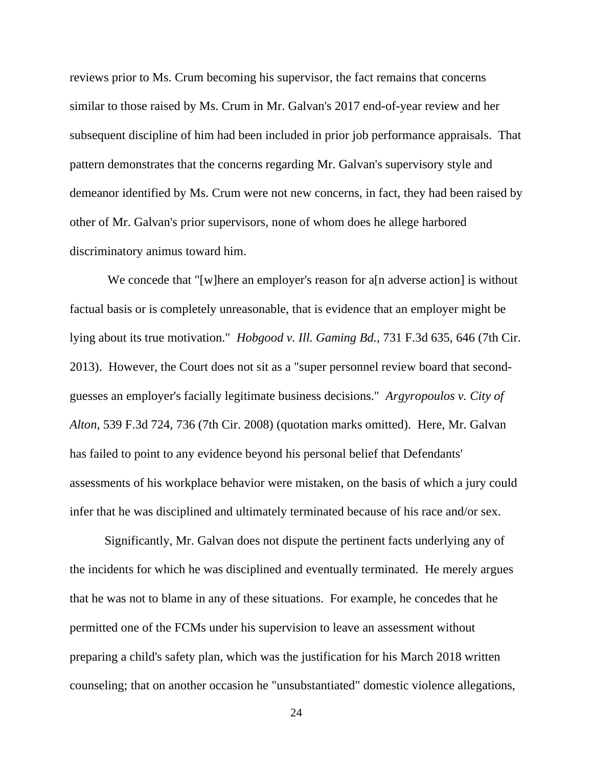reviews prior to Ms. Crum becoming his supervisor, the fact remains that concerns similar to those raised by Ms. Crum in Mr. Galvan's 2017 end-of-year review and her subsequent discipline of him had been included in prior job performance appraisals. That pattern demonstrates that the concerns regarding Mr. Galvan's supervisory style and demeanor identified by Ms. Crum were not new concerns, in fact, they had been raised by other of Mr. Galvan's prior supervisors, none of whom does he allege harbored discriminatory animus toward him.

We concede that "[w]here an employer's reason for a[n adverse action] is without factual basis or is completely unreasonable, that is evidence that an employer might be lying about its true motivation." *Hobgood v. Ill. Gaming Bd.*, 731 F.3d 635, 646 (7th Cir. 2013). However, the Court does not sit as a "super personnel review board that second-guesses an employer's facially legitimate business decisions." *Argyropoulos v. City of Alton*, 539 F.3d 724, 736 (7th Cir. 2008) (quotation marks omitted). Here, Mr. Galvan has failed to point to any evidence beyond his personal belief that Defendants' assessments of his workplace behavior were mistaken, on the basis of which a jury could infer that he was disciplined and ultimately terminated because of his race and/or sex.

Significantly, Mr. Galvan does not dispute the pertinent facts underlying any of the incidents for which he was disciplined and eventually terminated. He merely argues that he was not to blame in any of these situations. For example, he concedes that he permitted one of the FCMs under his supervision to leave an assessment without preparing a child's safety plan, which was the justification for his March 2018 written counseling; that on another occasion he "unsubstantiated" domestic violence allegations,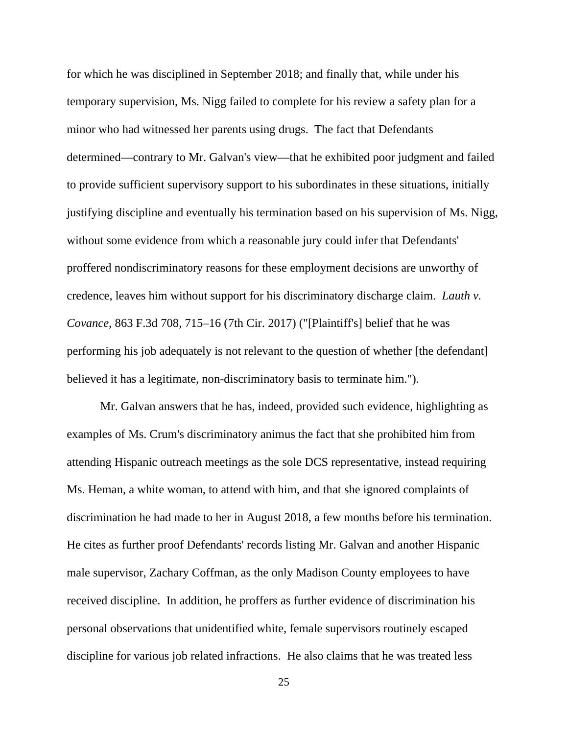for which he was disciplined in September 2018; and finally that, while under his temporary supervision, Ms. Nigg failed to complete for his review a safety plan for a minor who had witnessed her parents using drugs. The fact that Defendants determined—contrary to Mr. Galvan's view—that he exhibited poor judgment and failed to provide sufficient supervisory support to his subordinates in these situations, initially justifying discipline and eventually his termination based on his supervision of Ms. Nigg, without some evidence from which a reasonable jury could infer that Defendants' proffered nondiscriminatory reasons for these employment decisions are unworthy of credence, leaves him without support for his discriminatory discharge claim. *Lauth v. Covance*, 863 F.3d 708, 715–16 (7th Cir. 2017) ("[Plaintiff's] belief that he was performing his job adequately is not relevant to the question of whether [the defendant] believed it has a legitimate, non-discriminatory basis to terminate him.").

Mr. Galvan answers that he has, indeed, provided such evidence, highlighting as examples of Ms. Crum's discriminatory animus the fact that she prohibited him from attending Hispanic outreach meetings as the sole DCS representative, instead requiring Ms. Heman, a white woman, to attend with him, and that she ignored complaints of discrimination he had made to her in August 2018, a few months before his termination. He cites as further proof Defendants' records listing Mr. Galvan and another Hispanic male supervisor, Zachary Coffman, as the only Madison County employees to have received discipline. In addition, he proffers as further evidence of discrimination his personal observations that unidentified white, female supervisors routinely escaped discipline for various job related infractions. He also claims that he was treated less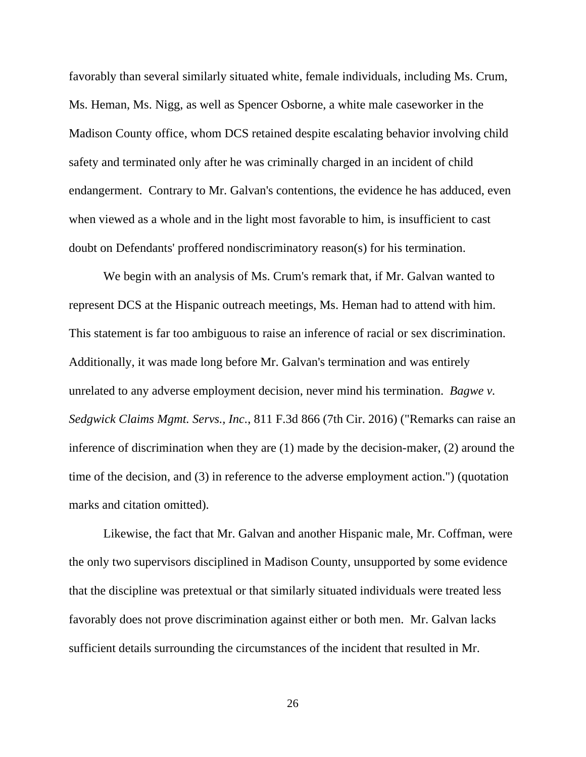favorably than several similarly situated white, female individuals, including Ms. Crum, Ms. Heman, Ms. Nigg, as well as Spencer Osborne, a white male caseworker in the Madison County office, whom DCS retained despite escalating behavior involving child safety and terminated only after he was criminally charged in an incident of child endangerment. Contrary to Mr. Galvan's contentions, the evidence he has adduced, even when viewed as a whole and in the light most favorable to him, is insufficient to cast doubt on Defendants' proffered nondiscriminatory reason(s) for his termination.

We begin with an analysis of Ms. Crum's remark that, if Mr. Galvan wanted to represent DCS at the Hispanic outreach meetings, Ms. Heman had to attend with him. This statement is far too ambiguous to raise an inference of racial or sex discrimination. Additionally, it was made long before Mr. Galvan's termination and was entirely unrelated to any adverse employment decision, never mind his termination. *Bagwe v. Sedgwick Claims Mgmt. Servs., Inc.*, 811 F.3d 866 (7th Cir. 2016) ("Remarks can raise an inference of discrimination when they are (1) made by the decision-maker, (2) around the time of the decision, and (3) in reference to the adverse employment action.") (quotation marks and citation omitted).

Likewise, the fact that Mr. Galvan and another Hispanic male, Mr. Coffman, were the only two supervisors disciplined in Madison County, unsupported by some evidence that the discipline was pretextual or that similarly situated individuals were treated less favorably does not prove discrimination against either or both men. Mr. Galvan lacks sufficient details surrounding the circumstances of the incident that resulted in Mr.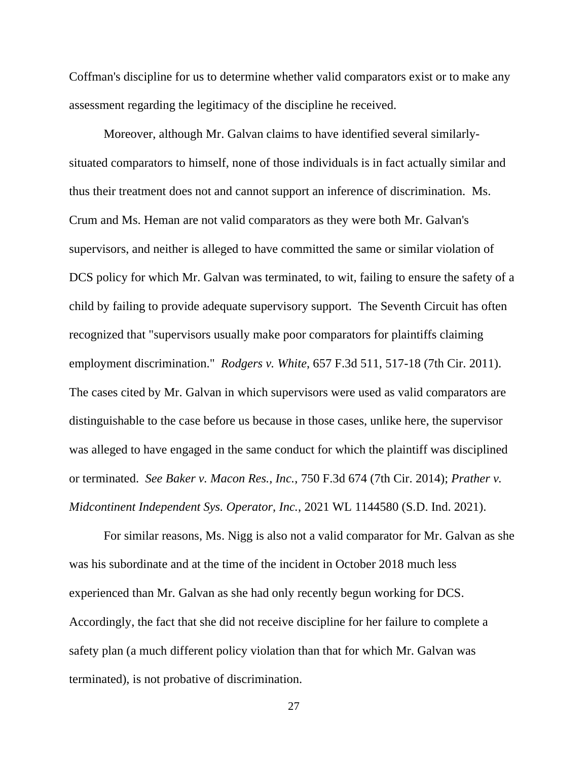Coffman's discipline for us to determine whether valid comparators exist or to make any assessment regarding the legitimacy of the discipline he received.

Moreover, although Mr. Galvan claims to have identified several similarly-situated comparators to himself, none of those individuals is in fact actually similar and thus their treatment does not and cannot support an inference of discrimination. Ms. Crum and Ms. Heman are not valid comparators as they were both Mr. Galvan's supervisors, and neither is alleged to have committed the same or similar violation of DCS policy for which Mr. Galvan was terminated, to wit, failing to ensure the safety of a child by failing to provide adequate supervisory support. The Seventh Circuit has often recognized that "supervisors usually make poor comparators for plaintiffs claiming employment discrimination." *Rodgers v. White*, 657 F.3d 511, 517-18 (7th Cir. 2011). The cases cited by Mr. Galvan in which supervisors were used as valid comparators are distinguishable to the case before us because in those cases, unlike here, the supervisor was alleged to have engaged in the same conduct for which the plaintiff was disciplined or terminated. *See Baker v. Macon Res., Inc.*, 750 F.3d 674 (7th Cir. 2014); *Prather v. Midcontinent Independent Sys. Operator, Inc.*, 2021 WL 1144580 (S.D. Ind. 2021).

For similar reasons, Ms. Nigg is also not a valid comparator for Mr. Galvan as she was his subordinate and at the time of the incident in October 2018 much less experienced than Mr. Galvan as she had only recently begun working for DCS. Accordingly, the fact that she did not receive discipline for her failure to complete a safety plan (a much different policy violation than that for which Mr. Galvan was terminated), is not probative of discrimination.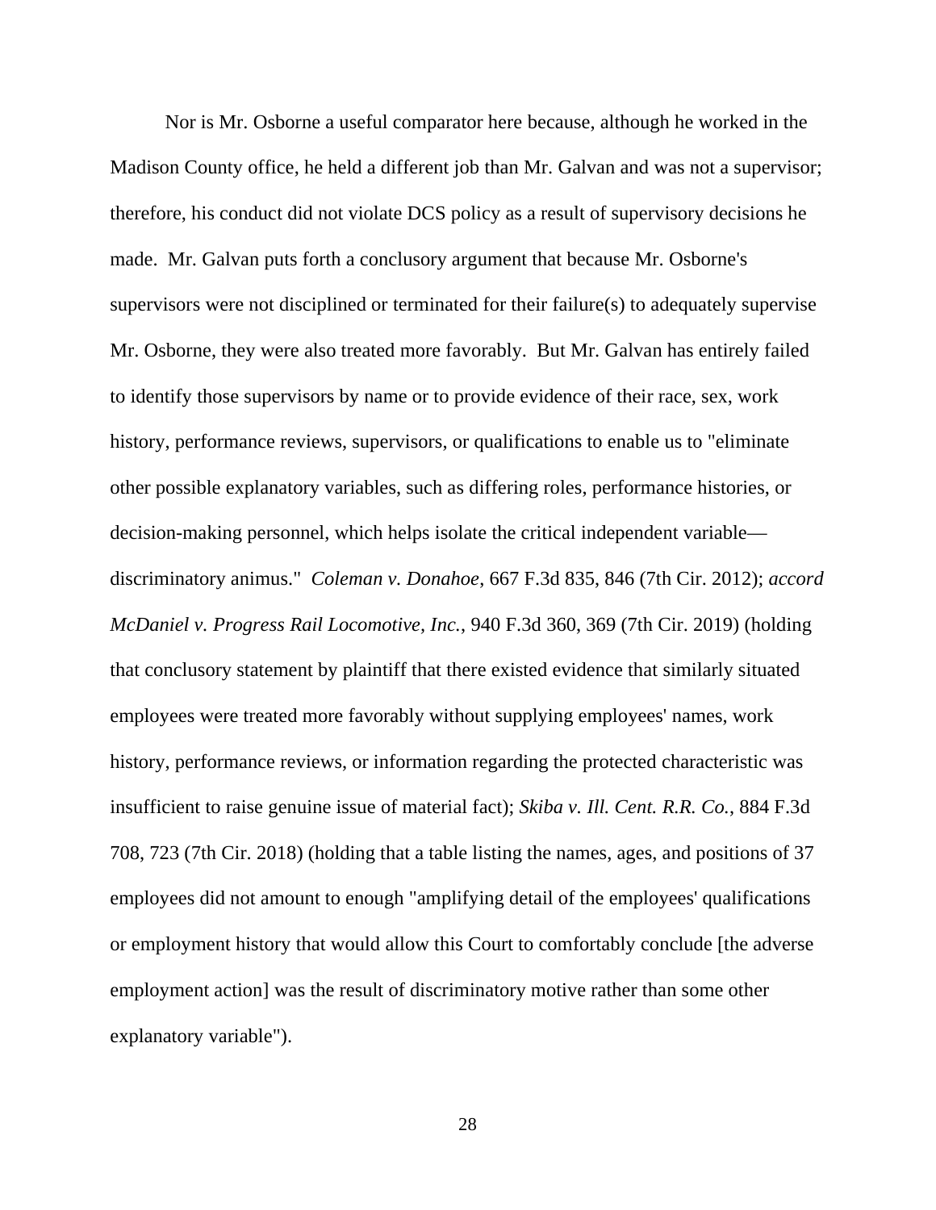Nor is Mr. Osborne a useful comparator here because, although he worked in the Madison County office, he held a different job than Mr. Galvan and was not a supervisor; therefore, his conduct did not violate DCS policy as a result of supervisory decisions he made. Mr. Galvan puts forth a conclusory argument that because Mr. Osborne's supervisors were not disciplined or terminated for their failure(s) to adequately supervise Mr. Osborne, they were also treated more favorably. But Mr. Galvan has entirely failed to identify those supervisors by name or to provide evidence of their race, sex, work history, performance reviews, supervisors, or qualifications to enable us to "eliminate other possible explanatory variables, such as differing roles, performance histories, or decision-making personnel, which helps isolate the critical independent variable—discriminatory animus." *Coleman v. Donahoe*, 667 F.3d 835, 846 (7th Cir. 2012); *accord McDaniel v. Progress Rail Locomotive, Inc.*, 940 F.3d 360, 369 (7th Cir. 2019) (holding that conclusory statement by plaintiff that there existed evidence that similarly situated employees were treated more favorably without supplying employees' names, work history, performance reviews, or information regarding the protected characteristic was insufficient to raise genuine issue of material fact); *Skiba v. Ill. Cent. R.R. Co.*, 884 F.3d 708, 723 (7th Cir. 2018) (holding that a table listing the names, ages, and positions of 37 employees did not amount to enough "amplifying detail of the employees' qualifications or employment history that would allow this Court to comfortably conclude [the adverse employment action] was the result of discriminatory motive rather than some other explanatory variable").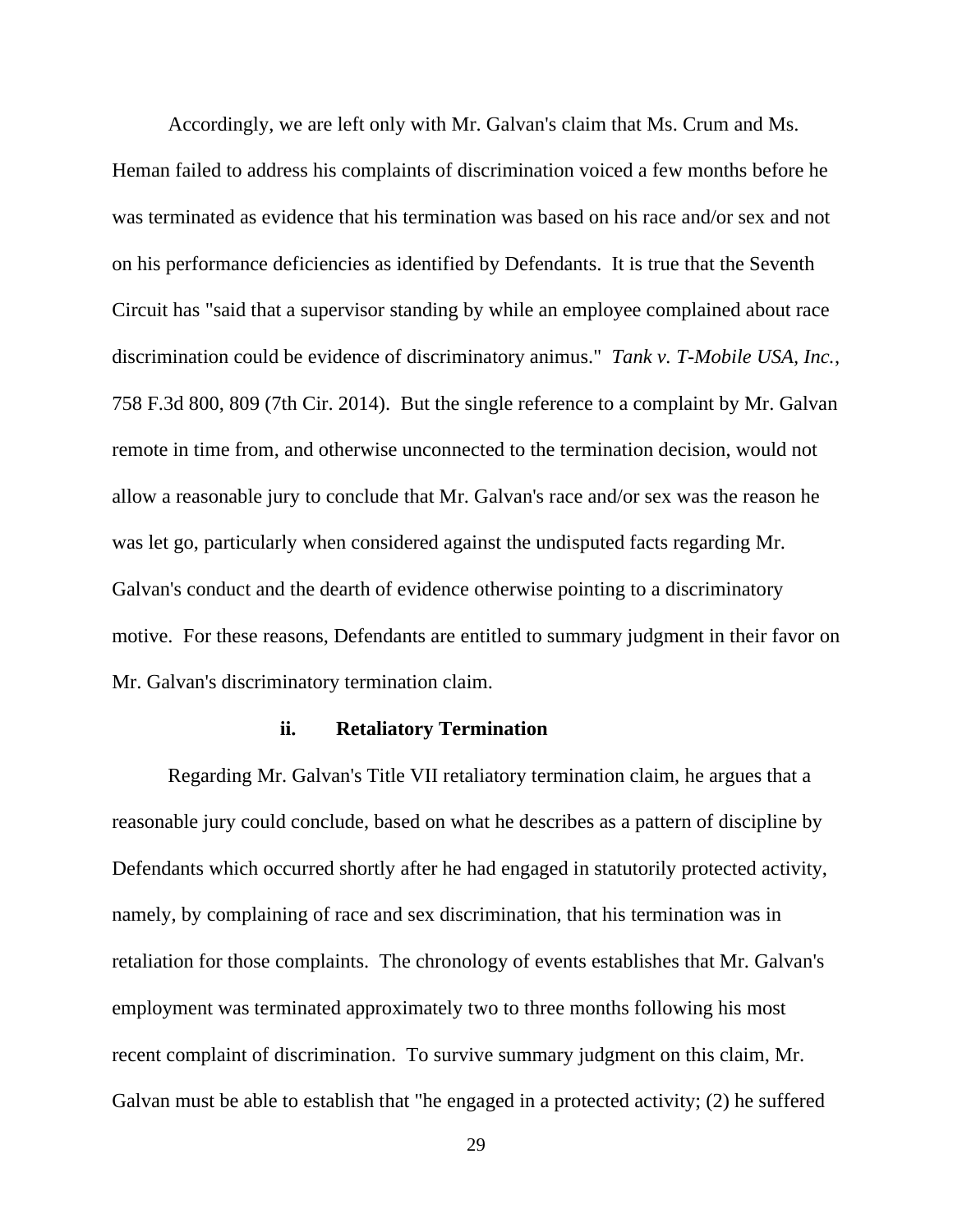Accordingly, we are left only with Mr. Galvan's claim that Ms. Crum and Ms. Heman failed to address his complaints of discrimination voiced a few months before he was terminated as evidence that his termination was based on his race and/or sex and not on his performance deficiencies as identified by Defendants. It is true that the Seventh Circuit has "said that a supervisor standing by while an employee complained about race discrimination could be evidence of discriminatory animus." *Tank v. T-Mobile USA, Inc.*, 758 F.3d 800, 809 (7th Cir. 2014). But the single reference to a complaint by Mr. Galvan remote in time from, and otherwise unconnected to the termination decision, would not allow a reasonable jury to conclude that Mr. Galvan's race and/or sex was the reason he was let go, particularly when considered against the undisputed facts regarding Mr. Galvan's conduct and the dearth of evidence otherwise pointing to a discriminatory motive. For these reasons, Defendants are entitled to summary judgment in their favor on Mr. Galvan's discriminatory termination claim.

### ii. Retaliatory Termination

Regarding Mr. Galvan's Title VII retaliatory termination claim, he argues that a reasonable jury could conclude, based on what he describes as a pattern of discipline by Defendants which occurred shortly after he had engaged in statutorily protected activity, namely, by complaining of race and sex discrimination, that his termination was in retaliation for those complaints. The chronology of events establishes that Mr. Galvan's employment was terminated approximately two to three months following his most recent complaint of discrimination. To survive summary judgment on this claim, Mr. Galvan must be able to establish that "he engaged in a protected activity; (2) he suffered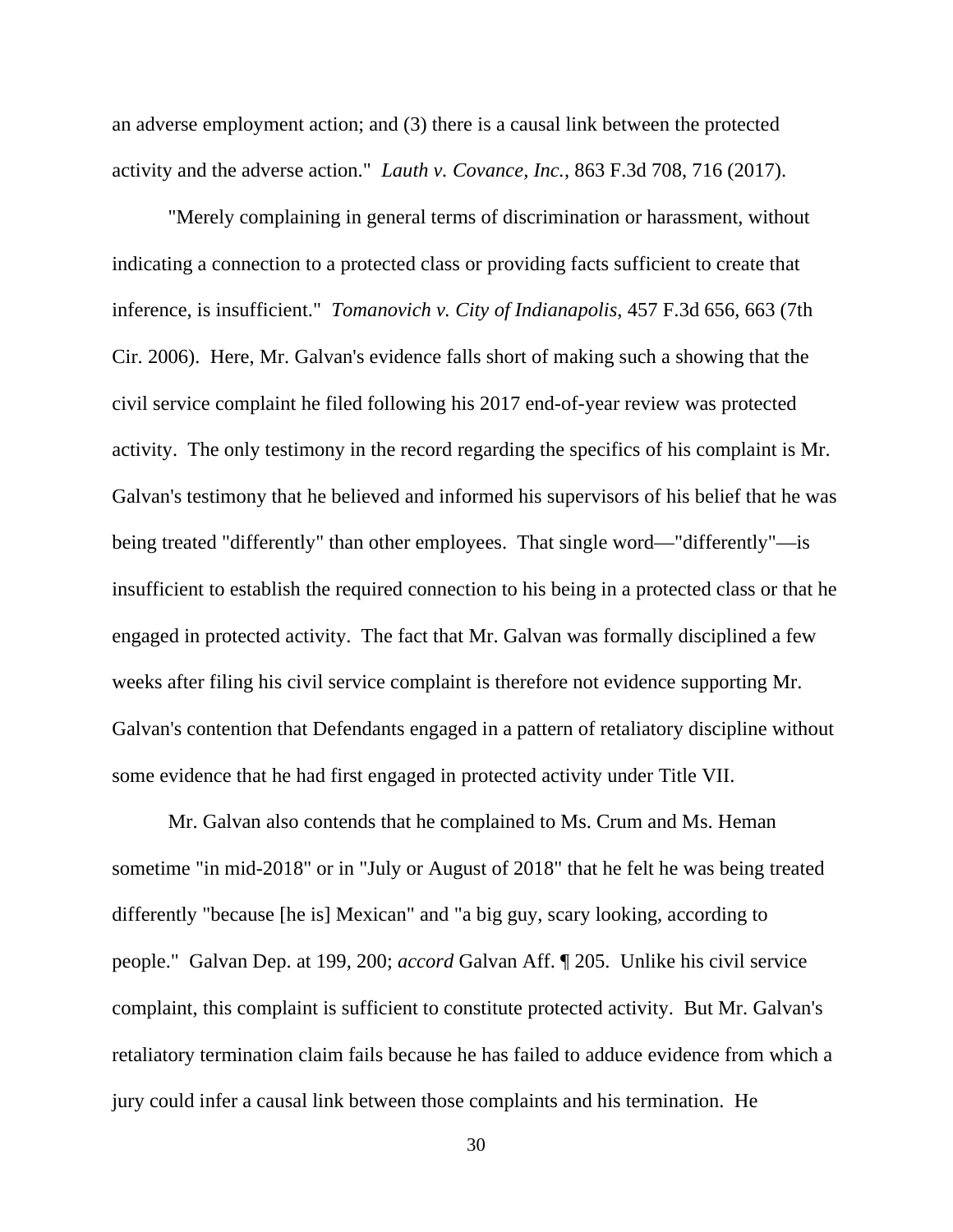an adverse employment action; and (3) there is a causal link between the protected activity and the adverse action." *Lauth v. Covance, Inc.*, 863 F.3d 708, 716 (2017).

"Merely complaining in general terms of discrimination or harassment, without indicating a connection to a protected class or providing facts sufficient to create that inference, is insufficient." *Tomanovich v. City of Indianapolis*, 457 F.3d 656, 663 (7th Cir. 2006). Here, Mr. Galvan's evidence falls short of making such a showing that the civil service complaint he filed following his 2017 end-of-year review was protected activity. The only testimony in the record regarding the specifics of his complaint is Mr. Galvan's testimony that he believed and informed his supervisors of his belief that he was being treated "differently" than other employees. That single word—"differently"—is insufficient to establish the required connection to his being in a protected class or that he engaged in protected activity. The fact that Mr. Galvan was formally disciplined a few weeks after filing his civil service complaint is therefore not evidence supporting Mr. Galvan's contention that Defendants engaged in a pattern of retaliatory discipline without some evidence that he had first engaged in protected activity under Title VII.

Mr. Galvan also contends that he complained to Ms. Crum and Ms. Heman sometime "in mid-2018" or in "July or August of 2018" that he felt he was being treated differently "because [he is] Mexican" and "a big guy, scary looking, according to people." Galvan Dep. at 199, 200; *accord* Galvan Aff. ¶ 205. Unlike his civil service complaint, this complaint is sufficient to constitute protected activity. But Mr. Galvan's retaliatory termination claim fails because he has failed to adduce evidence from which a jury could infer a causal link between those complaints and his termination. He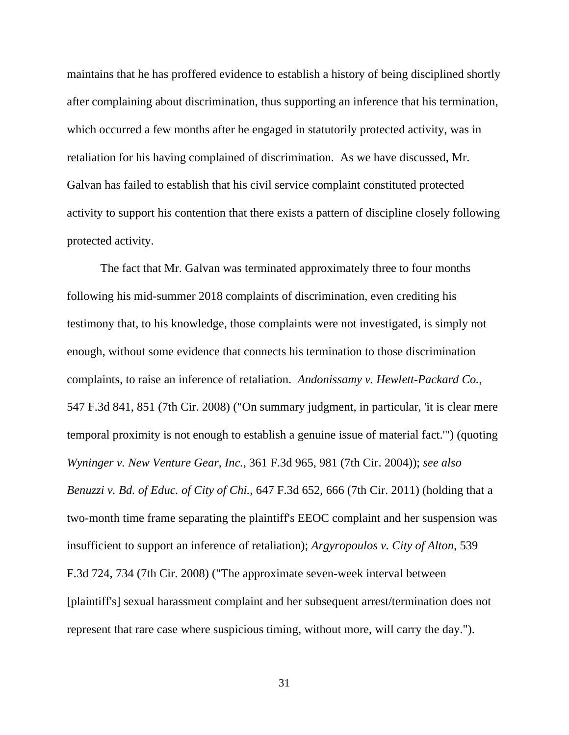maintains that he has proffered evidence to establish a history of being disciplined shortly after complaining about discrimination, thus supporting an inference that his termination, which occurred a few months after he engaged in statutorily protected activity, was in retaliation for his having complained of discrimination. As we have discussed, Mr. Galvan has failed to establish that his civil service complaint constituted protected activity to support his contention that there exists a pattern of discipline closely following protected activity.

The fact that Mr. Galvan was terminated approximately three to four months following his mid-summer 2018 complaints of discrimination, even crediting his testimony that, to his knowledge, those complaints were not investigated, is simply not enough, without some evidence that connects his termination to those discrimination complaints, to raise an inference of retaliation. *Andonissamy v. Hewlett-Packard Co.*, 547 F.3d 841, 851 (7th Cir. 2008) ("On summary judgment, in particular, 'it is clear mere temporal proximity is not enough to establish a genuine issue of material fact.'") (quoting *Wyninger v. New Venture Gear, Inc.*, 361 F.3d 965, 981 (7th Cir. 2004)); *see also Benuzzi v. Bd. of Educ. of City of Chi.*, 647 F.3d 652, 666 (7th Cir. 2011) (holding that a two-month time frame separating the plaintiff's EEOC complaint and her suspension was insufficient to support an inference of retaliation); *Argyropoulos v. City of Alton*, 539 F.3d 724, 734 (7th Cir. 2008) ("The approximate seven-week interval between [plaintiff's] sexual harassment complaint and her subsequent arrest/termination does not represent that rare case where suspicious timing, without more, will carry the day.").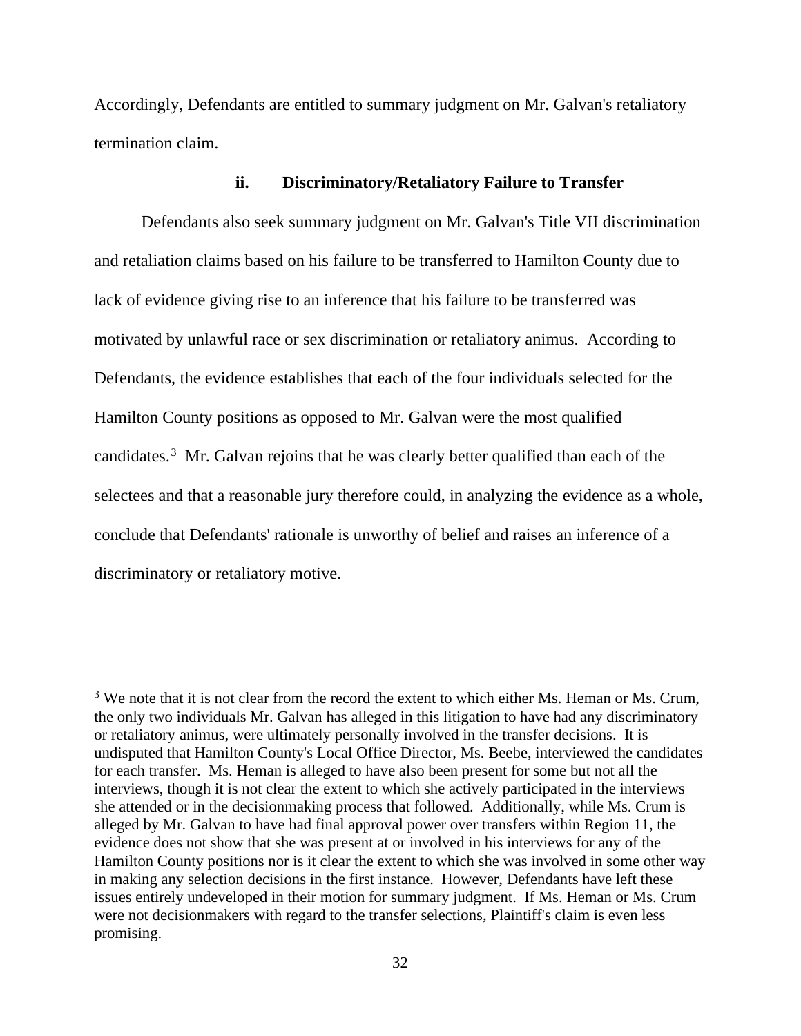Accordingly, Defendants are entitled to summary judgment on Mr. Galvan's retaliatory termination claim.

### ii. Discriminatory/Retaliatory Failure to Transfer

Defendants also seek summary judgment on Mr. Galvan's Title VII discrimination and retaliation claims based on his failure to be transferred to Hamilton County due to lack of evidence giving rise to an inference that his failure to be transferred was motivated by unlawful race or sex discrimination or retaliatory animus. According to Defendants, the evidence establishes that each of the four individuals selected for the Hamilton County positions as opposed to Mr. Galvan were the most qualified candidates.[3] Mr. Galvan rejoins that he was clearly better qualified than each of the selectees and that a reasonable jury therefore could, in analyzing the evidence as a whole, conclude that Defendants' rationale is unworthy of belief and raises an inference of a discriminatory or retaliatory motive.

---

[3] We note that it is not clear from the record the extent to which either Ms. Heman or Ms. Crum, the only two individuals Mr. Galvan has alleged in this litigation to have had any discriminatory or retaliatory animus, were ultimately personally involved in the transfer decisions. It is undisputed that Hamilton County's Local Office Director, Ms. Beebe, interviewed the candidates for each transfer. Ms. Heman is alleged to have also been present for some but not all the interviews, though it is not clear the extent to which she actively participated in the interviews she attended or in the decisionmaking process that followed. Additionally, while Ms. Crum is alleged by Mr. Galvan to have had final approval power over transfers within Region 11, the evidence does not show that she was present at or involved in his interviews for any of the Hamilton County positions nor is it clear the extent to which she was involved in some other way in making any selection decisions in the first instance. However, Defendants have left these issues entirely undeveloped in their motion for summary judgment. If Ms. Heman or Ms. Crum were not decisionmakers with regard to the transfer selections, Plaintiff's claim is even less promising.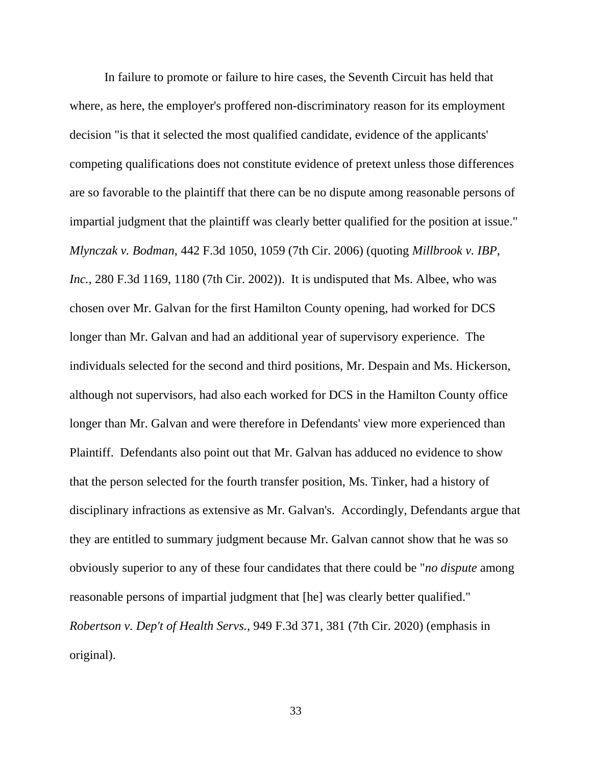In failure to promote or failure to hire cases, the Seventh Circuit has held that where, as here, the employer's proffered non-discriminatory reason for its employment decision "is that it selected the most qualified candidate, evidence of the applicants' competing qualifications does not constitute evidence of pretext unless those differences are so favorable to the plaintiff that there can be no dispute among reasonable persons of impartial judgment that the plaintiff was clearly better qualified for the position at issue." *Mlynczak v. Bodman*, 442 F.3d 1050, 1059 (7th Cir. 2006) (quoting *Millbrook v. IBP, Inc.*, 280 F.3d 1169, 1180 (7th Cir. 2002)). It is undisputed that Ms. Albee, who was chosen over Mr. Galvan for the first Hamilton County opening, had worked for DCS longer than Mr. Galvan and had an additional year of supervisory experience. The individuals selected for the second and third positions, Mr. Despain and Ms. Hickerson, although not supervisors, had also each worked for DCS in the Hamilton County office longer than Mr. Galvan and were therefore in Defendants' view more experienced than Plaintiff. Defendants also point out that Mr. Galvan has adduced no evidence to show that the person selected for the fourth transfer position, Ms. Tinker, had a history of disciplinary infractions as extensive as Mr. Galvan's. Accordingly, Defendants argue that they are entitled to summary judgment because Mr. Galvan cannot show that he was so obviously superior to any of these four candidates that there could be "*no dispute* among reasonable persons of impartial judgment that [he] was clearly better qualified." *Robertson v. Dep't of Health Servs.*, 949 F.3d 371, 381 (7th Cir. 2020) (emphasis in original).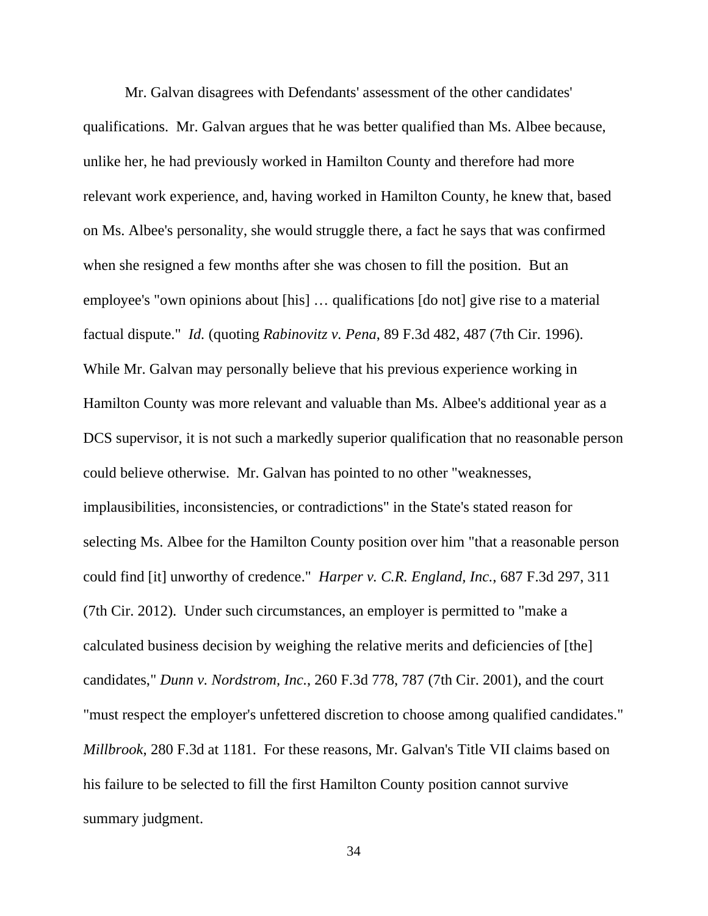Mr. Galvan disagrees with Defendants' assessment of the other candidates' qualifications. Mr. Galvan argues that he was better qualified than Ms. Albee because, unlike her, he had previously worked in Hamilton County and therefore had more relevant work experience, and, having worked in Hamilton County, he knew that, based on Ms. Albee's personality, she would struggle there, a fact he says that was confirmed when she resigned a few months after she was chosen to fill the position. But an employee's "own opinions about [his] … qualifications [do not] give rise to a material factual dispute." *Id.* (quoting *Rabinovitz v. Pena*, 89 F.3d 482, 487 (7th Cir. 1996). While Mr. Galvan may personally believe that his previous experience working in Hamilton County was more relevant and valuable than Ms. Albee's additional year as a DCS supervisor, it is not such a markedly superior qualification that no reasonable person could believe otherwise. Mr. Galvan has pointed to no other "weaknesses, implausibilities, inconsistencies, or contradictions" in the State's stated reason for selecting Ms. Albee for the Hamilton County position over him "that a reasonable person could find [it] unworthy of credence." *Harper v. C.R. England, Inc.*, 687 F.3d 297, 311 (7th Cir. 2012). Under such circumstances, an employer is permitted to "make a calculated business decision by weighing the relative merits and deficiencies of [the] candidates," *Dunn v. Nordstrom, Inc.*, 260 F.3d 778, 787 (7th Cir. 2001), and the court "must respect the employer's unfettered discretion to choose among qualified candidates." *Millbrook*, 280 F.3d at 1181. For these reasons, Mr. Galvan's Title VII claims based on his failure to be selected to fill the first Hamilton County position cannot survive summary judgment.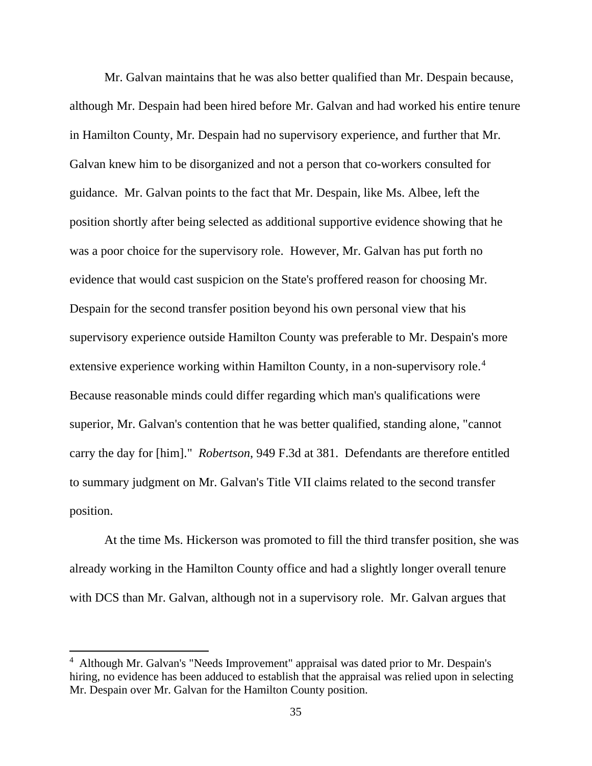Mr. Galvan maintains that he was also better qualified than Mr. Despain because, although Mr. Despain had been hired before Mr. Galvan and had worked his entire tenure in Hamilton County, Mr. Despain had no supervisory experience, and further that Mr. Galvan knew him to be disorganized and not a person that co-workers consulted for guidance. Mr. Galvan points to the fact that Mr. Despain, like Ms. Albee, left the position shortly after being selected as additional supportive evidence showing that he was a poor choice for the supervisory role. However, Mr. Galvan has put forth no evidence that would cast suspicion on the State's proffered reason for choosing Mr. Despain for the second transfer position beyond his own personal view that his supervisory experience outside Hamilton County was preferable to Mr. Despain's more extensive experience working within Hamilton County, in a non-supervisory role.[4] Because reasonable minds could differ regarding which man's qualifications were superior, Mr. Galvan's contention that he was better qualified, standing alone, "cannot carry the day for [him]." *Robertson*, 949 F.3d at 381. Defendants are therefore entitled to summary judgment on Mr. Galvan's Title VII claims related to the second transfer position.

At the time Ms. Hickerson was promoted to fill the third transfer position, she was already working in the Hamilton County office and had a slightly longer overall tenure with DCS than Mr. Galvan, although not in a supervisory role. Mr. Galvan argues that

---

[4] Although Mr. Galvan's "Needs Improvement" appraisal was dated prior to Mr. Despain's hiring, no evidence has been adduced to establish that the appraisal was relied upon in selecting Mr. Despain over Mr. Galvan for the Hamilton County position.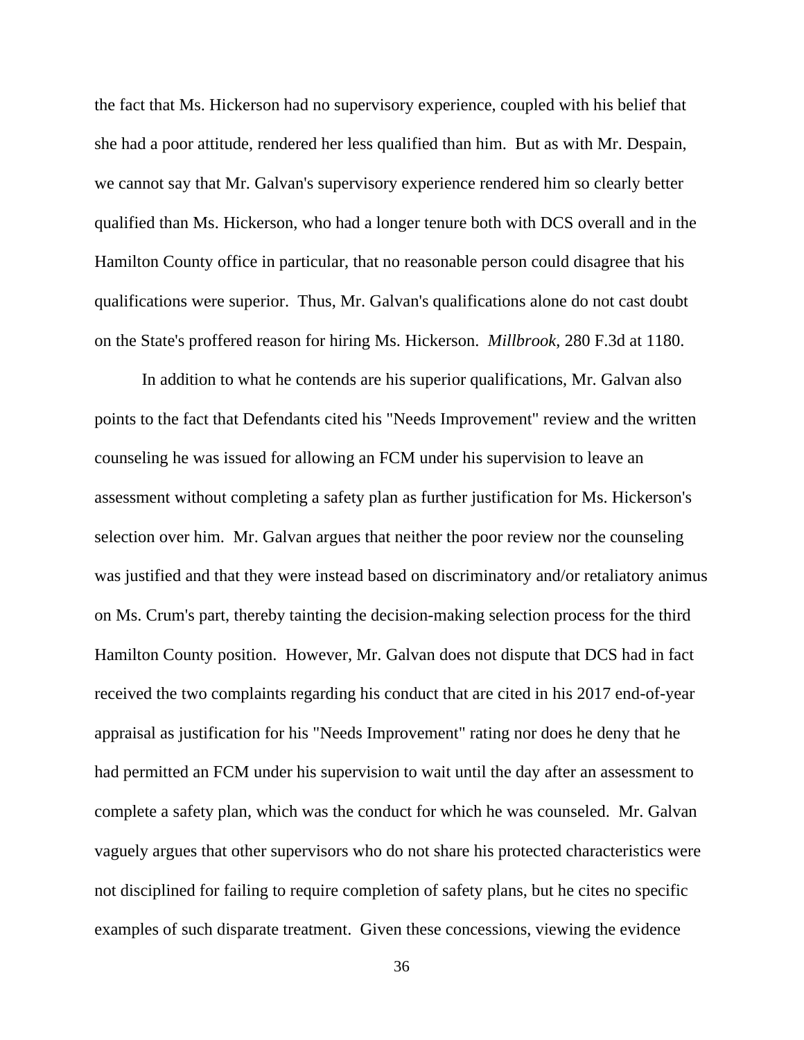the fact that Ms. Hickerson had no supervisory experience, coupled with his belief that she had a poor attitude, rendered her less qualified than him. But as with Mr. Despain, we cannot say that Mr. Galvan's supervisory experience rendered him so clearly better qualified than Ms. Hickerson, who had a longer tenure both with DCS overall and in the Hamilton County office in particular, that no reasonable person could disagree that his qualifications were superior. Thus, Mr. Galvan's qualifications alone do not cast doubt on the State's proffered reason for hiring Ms. Hickerson. *Millbrook*, 280 F.3d at 1180.

In addition to what he contends are his superior qualifications, Mr. Galvan also points to the fact that Defendants cited his "Needs Improvement" review and the written counseling he was issued for allowing an FCM under his supervision to leave an assessment without completing a safety plan as further justification for Ms. Hickerson's selection over him. Mr. Galvan argues that neither the poor review nor the counseling was justified and that they were instead based on discriminatory and/or retaliatory animus on Ms. Crum's part, thereby tainting the decision-making selection process for the third Hamilton County position. However, Mr. Galvan does not dispute that DCS had in fact received the two complaints regarding his conduct that are cited in his 2017 end-of-year appraisal as justification for his "Needs Improvement" rating nor does he deny that he had permitted an FCM under his supervision to wait until the day after an assessment to complete a safety plan, which was the conduct for which he was counseled. Mr. Galvan vaguely argues that other supervisors who do not share his protected characteristics were not disciplined for failing to require completion of safety plans, but he cites no specific examples of such disparate treatment. Given these concessions, viewing the evidence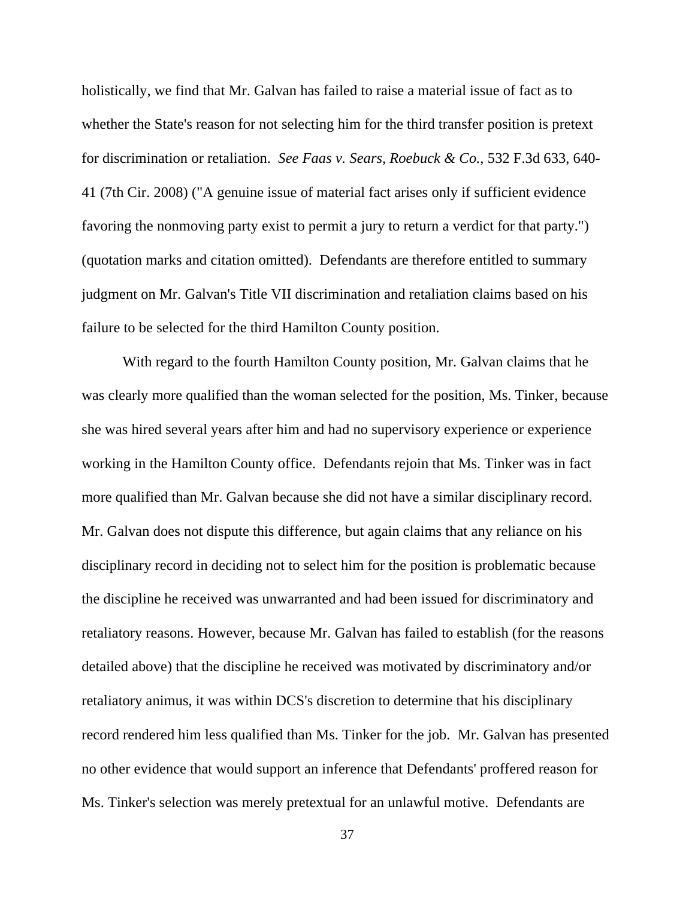holistically, we find that Mr. Galvan has failed to raise a material issue of fact as to whether the State's reason for not selecting him for the third transfer position is pretext for discrimination or retaliation. *See Faas v. Sears, Roebuck & Co.*, 532 F.3d 633, 640-41 (7th Cir. 2008) ("A genuine issue of material fact arises only if sufficient evidence favoring the nonmoving party exist to permit a jury to return a verdict for that party.") (quotation marks and citation omitted). Defendants are therefore entitled to summary judgment on Mr. Galvan's Title VII discrimination and retaliation claims based on his failure to be selected for the third Hamilton County position.

With regard to the fourth Hamilton County position, Mr. Galvan claims that he was clearly more qualified than the woman selected for the position, Ms. Tinker, because she was hired several years after him and had no supervisory experience or experience working in the Hamilton County office. Defendants rejoin that Ms. Tinker was in fact more qualified than Mr. Galvan because she did not have a similar disciplinary record. Mr. Galvan does not dispute this difference, but again claims that any reliance on his disciplinary record in deciding not to select him for the position is problematic because the discipline he received was unwarranted and had been issued for discriminatory and retaliatory reasons. However, because Mr. Galvan has failed to establish (for the reasons detailed above) that the discipline he received was motivated by discriminatory and/or retaliatory animus, it was within DCS's discretion to determine that his disciplinary record rendered him less qualified than Ms. Tinker for the job. Mr. Galvan has presented no other evidence that would support an inference that Defendants' proffered reason for Ms. Tinker's selection was merely pretextual for an unlawful motive. Defendants are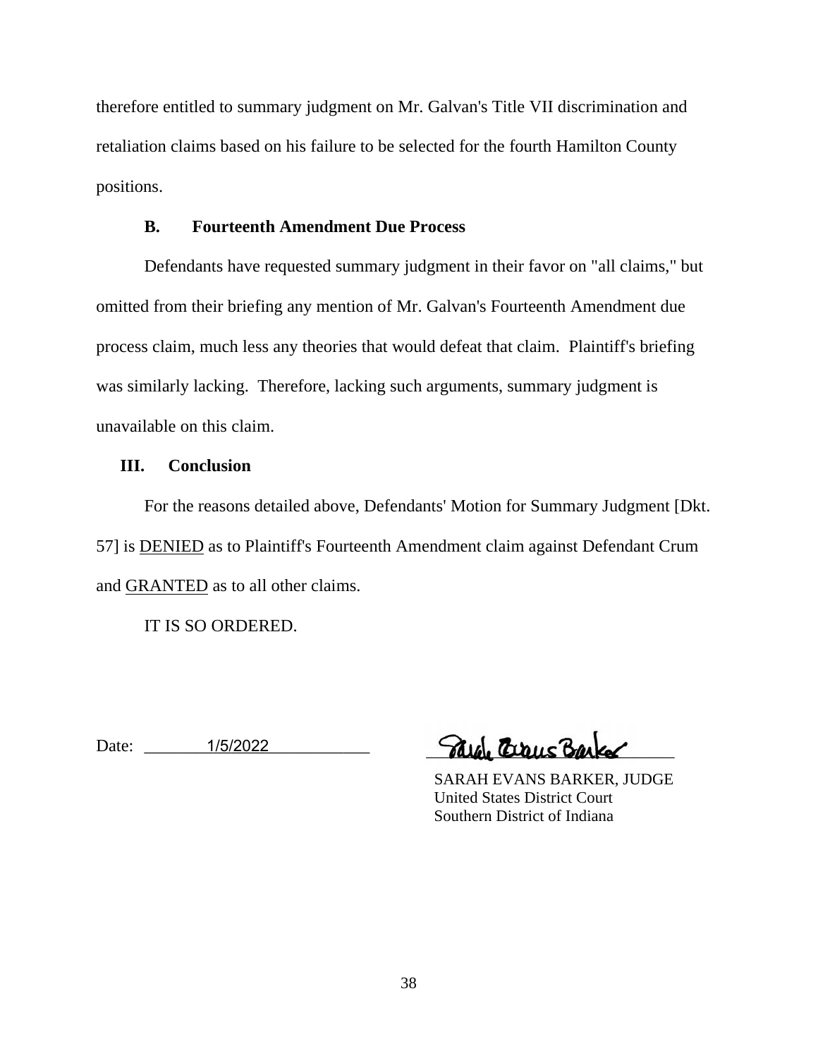therefore entitled to summary judgment on Mr. Galvan's Title VII discrimination and retaliation claims based on his failure to be selected for the fourth Hamilton County positions.

### B. Fourteenth Amendment Due Process

Defendants have requested summary judgment in their favor on "all claims," but omitted from their briefing any mention of Mr. Galvan's Fourteenth Amendment due process claim, much less any theories that would defeat that claim. Plaintiff's briefing was similarly lacking. Therefore, lacking such arguments, summary judgment is unavailable on this claim.

## III. Conclusion

For the reasons detailed above, Defendants' Motion for Summary Judgment [Dkt. 57] is DENIED as to Plaintiff's Fourteenth Amendment claim against Defendant Crum and GRANTED as to all other claims.

IT IS SO ORDERED.

Date: 1/5/2022

SARAH EVANS BARKER, JUDGE
United States District Court
Southern District of Indiana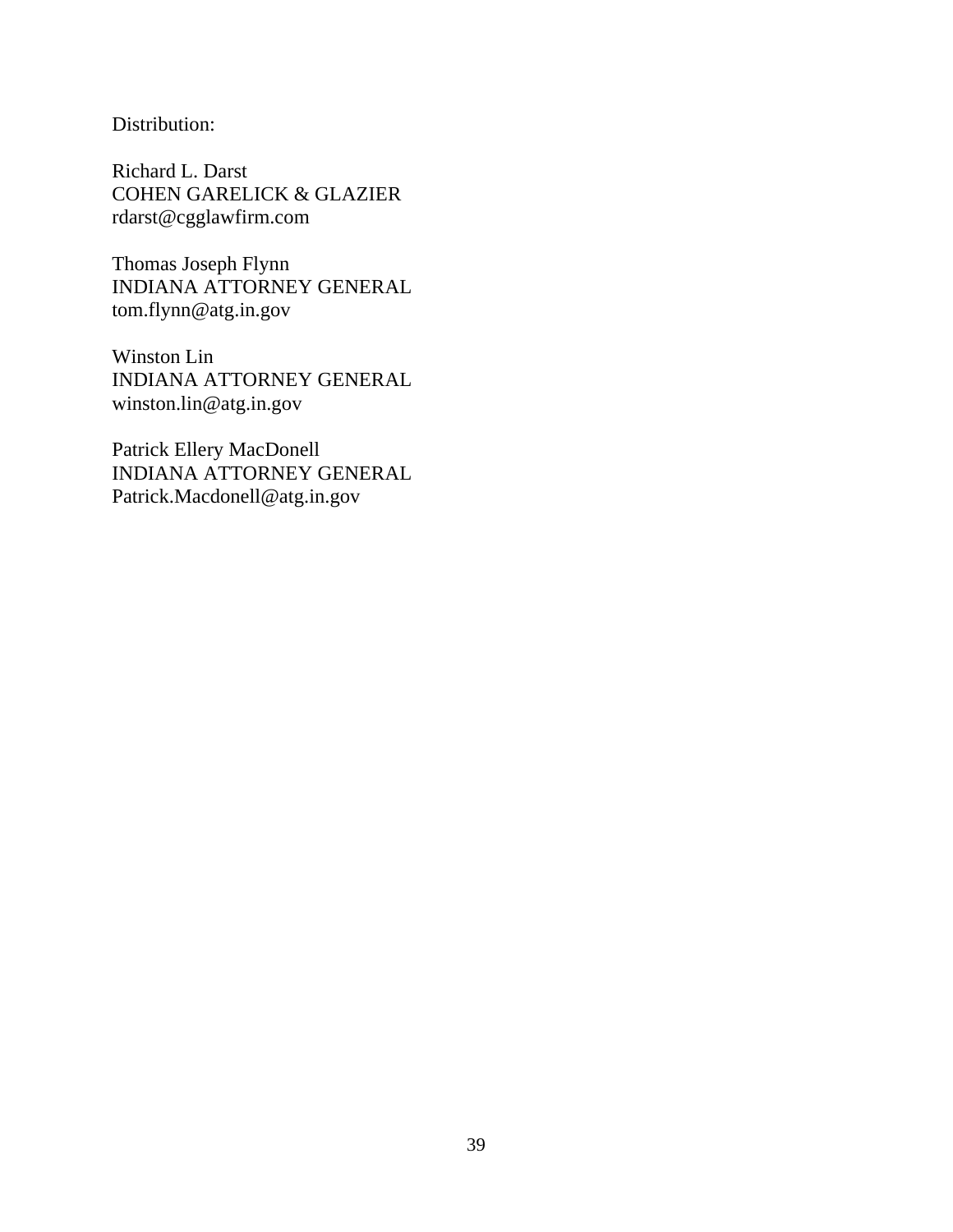Distribution:

Richard L. Darst
COHEN GARELICK & GLAZIER
rdarst@cgglawfirm.com

Thomas Joseph Flynn
INDIANA ATTORNEY GENERAL
tom.flynn@atg.in.gov

Winston Lin
INDIANA ATTORNEY GENERAL
winston.lin@atg.in.gov

Patrick Ellery MacDonell
INDIANA ATTORNEY GENERAL
Patrick.Macdonell@atg.in.gov